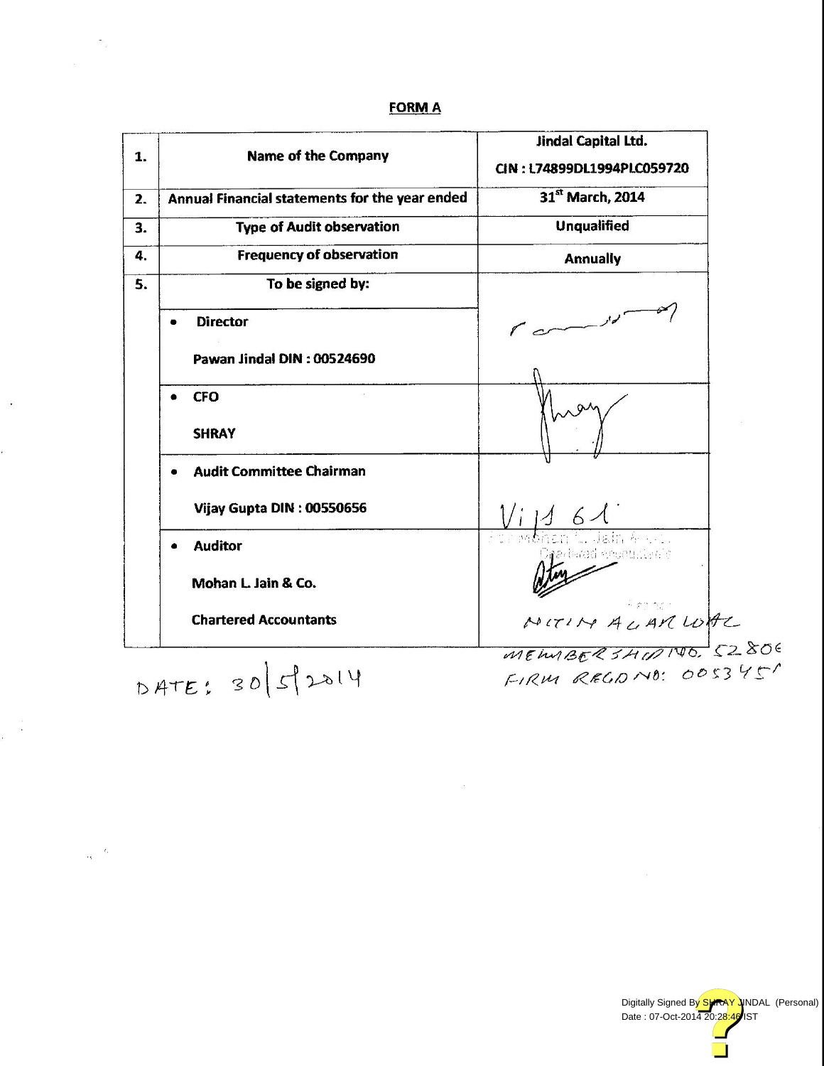## FORM A

| 1. | Name of the Company | Jindal Capital Ltd.<br>CIN : L74899DL1994PLC059720 |
|---|---|---|
| 2. | Annual Financial statements for the year ended | 31st March, 2014 |
| 3. | Type of Audit observation | Unqualified |
| 4. | Frequency of observation | Annually |
| 5. | To be signed by: | |
| | • Director<br>Pawan Jindal DIN : 00524690 | |
| | • CFO<br>SHRAY | |
| | • Audit Committee Chairman<br>Vijay Gupta DIN : 00550656 | |
| | • Auditor<br>Mohan L. Jain & Co.<br>Chartered Accountants | For Mohan L. Jain & Co.<br>Chartered Accountants<br>Partner<br>NITIN AGARWAL |

MEMBERSHIP NO. 52806
FIRM REGD NO: 005345N

DATE: 30/5/2014

Digitally Signed By SHRAY JINDAL (Personal)
Date : 07-Oct-2014 20:28:46 IST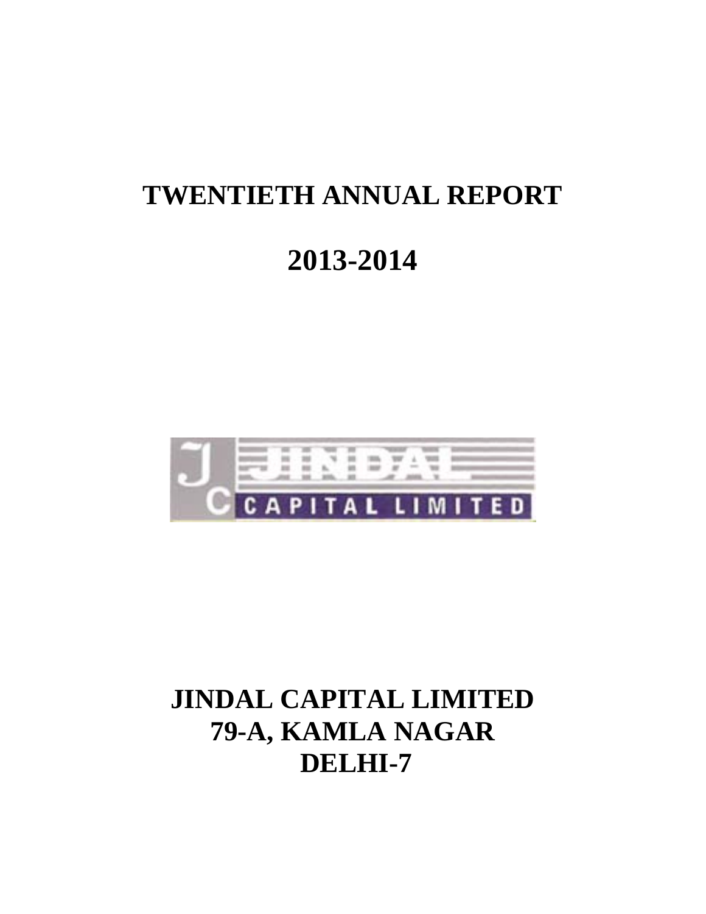# TWENTIETH ANNUAL REPORT

# 2013-2014

JINDAL CAPITAL LIMITED

# JINDAL CAPITAL LIMITED
# 79-A, KAMLA NAGAR
# DELHI-7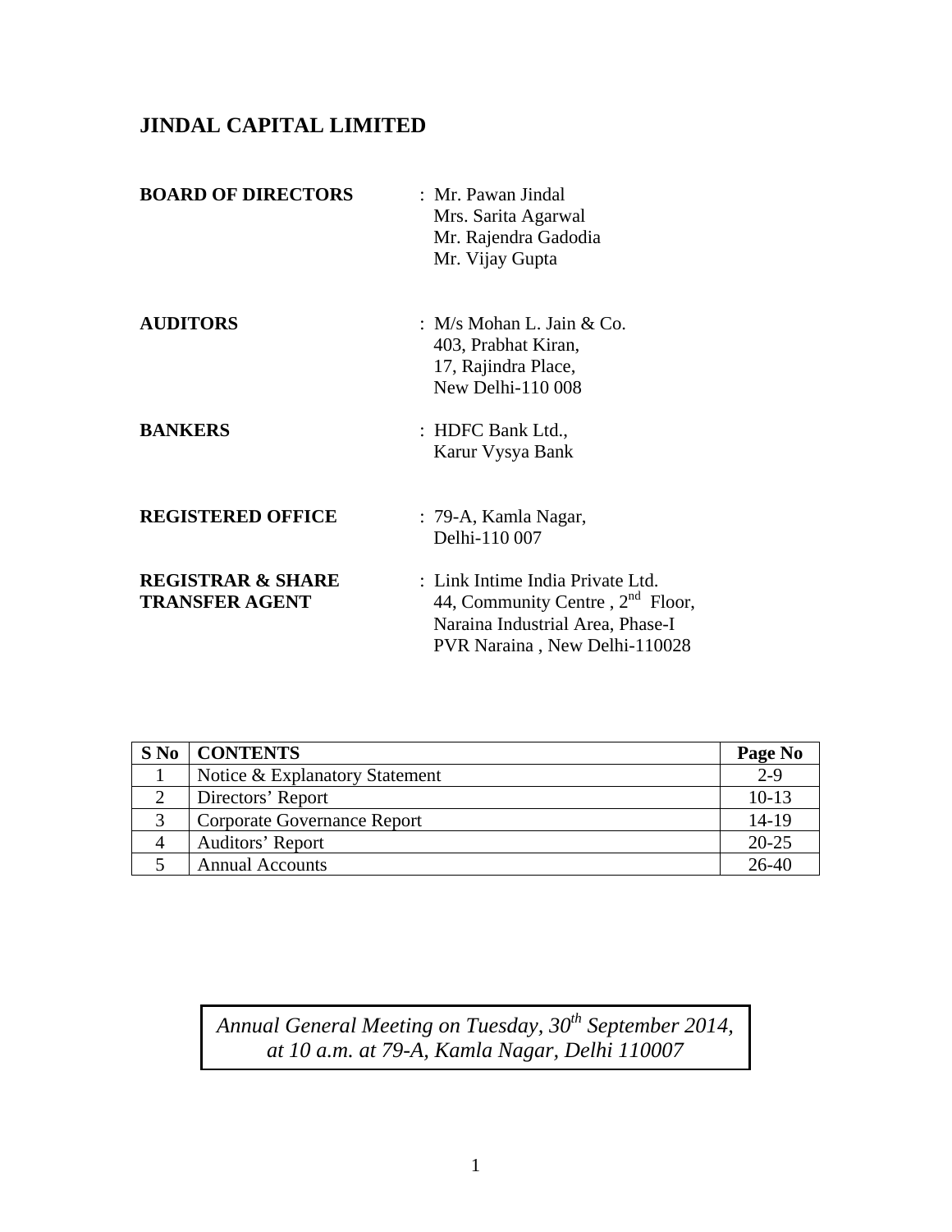# JINDAL CAPITAL LIMITED

**BOARD OF DIRECTORS** : Mr. Pawan Jindal
Mrs. Sarita Agarwal
Mr. Rajendra Gadodia
Mr. Vijay Gupta

**AUDITORS** : M/s Mohan L. Jain & Co.
403, Prabhat Kiran,
17, Rajindra Place,
New Delhi-110 008

**BANKERS** : HDFC Bank Ltd.,
Karur Vysya Bank

**REGISTERED OFFICE** : 79-A, Kamla Nagar,
Delhi-110 007

**REGISTRAR & SHARE TRANSFER AGENT** : Link Intime India Private Ltd.
44, Community Centre , 2nd Floor,
Naraina Industrial Area, Phase-I
PVR Naraina , New Delhi-110028

| S No | CONTENTS | Page No |
|---|---|---|
| 1 | Notice & Explanatory Statement | 2-9 |
| 2 | Directors' Report | 10-13 |
| 3 | Corporate Governance Report | 14-19 |
| 4 | Auditors' Report | 20-25 |
| 5 | Annual Accounts | 26-40 |

*Annual General Meeting on Tuesday, 30th September 2014, at 10 a.m. at 79-A, Kamla Nagar, Delhi 110007*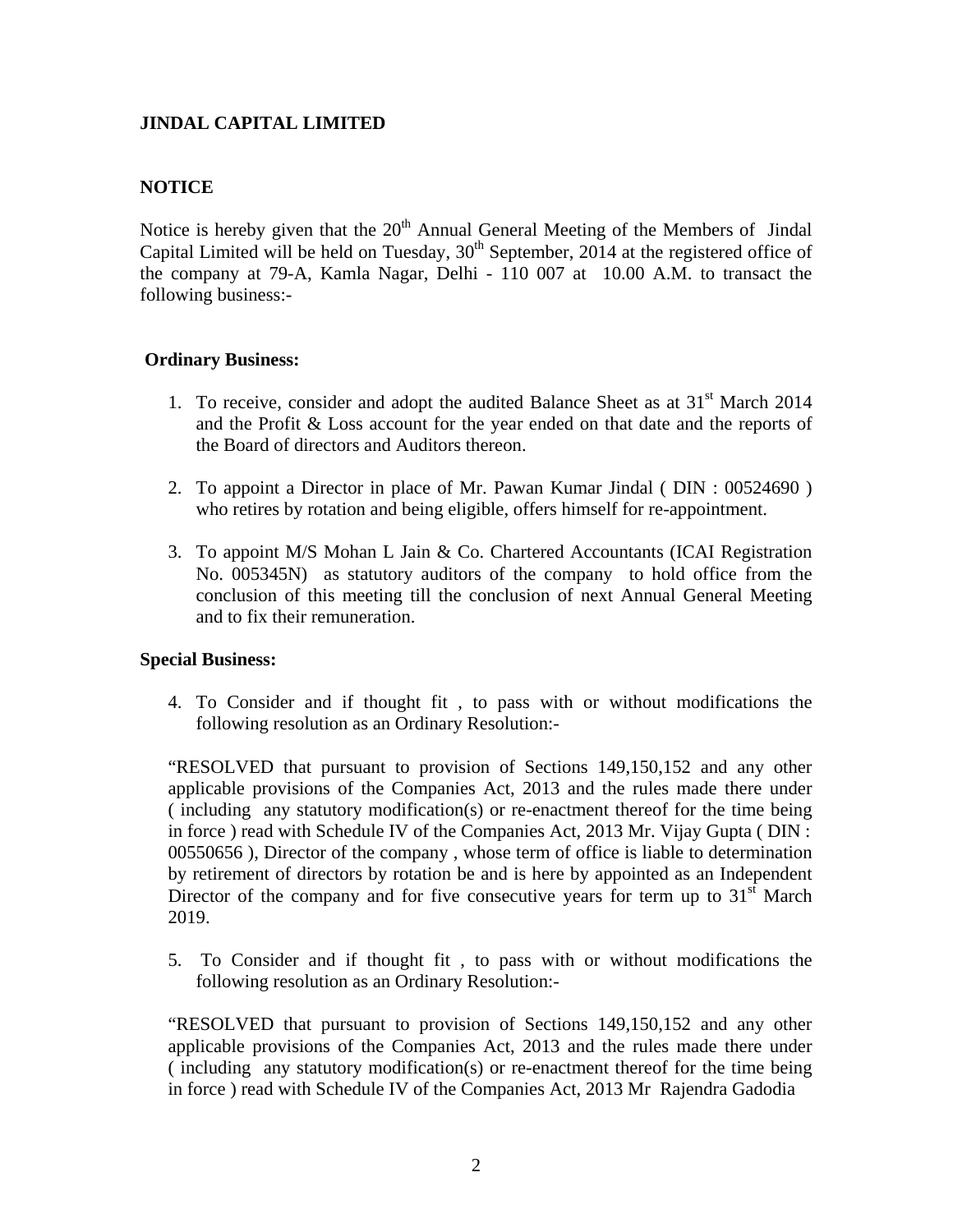**JINDAL CAPITAL LIMITED**

**NOTICE**

Notice is hereby given that the 20th Annual General Meeting of the Members of Jindal Capital Limited will be held on Tuesday, 30th September, 2014 at the registered office of the company at 79-A, Kamla Nagar, Delhi - 110 007 at 10.00 A.M. to transact the following business:-

**Ordinary Business:**

1. To receive, consider and adopt the audited Balance Sheet as at 31st March 2014 and the Profit & Loss account for the year ended on that date and the reports of the Board of directors and Auditors thereon.

2. To appoint a Director in place of Mr. Pawan Kumar Jindal ( DIN : 00524690 ) who retires by rotation and being eligible, offers himself for re-appointment.

3. To appoint M/S Mohan L Jain & Co. Chartered Accountants (ICAI Registration No. 005345N) as statutory auditors of the company to hold office from the conclusion of this meeting till the conclusion of next Annual General Meeting and to fix their remuneration.

**Special Business:**

4. To Consider and if thought fit , to pass with or without modifications the following resolution as an Ordinary Resolution:-

"RESOLVED that pursuant to provision of Sections 149,150,152 and any other applicable provisions of the Companies Act, 2013 and the rules made there under ( including any statutory modification(s) or re-enactment thereof for the time being in force ) read with Schedule IV of the Companies Act, 2013 Mr. Vijay Gupta ( DIN : 00550656 ), Director of the company , whose term of office is liable to determination by retirement of directors by rotation be and is here by appointed as an Independent Director of the company and for five consecutive years for term up to 31st March 2019.

5. To Consider and if thought fit , to pass with or without modifications the following resolution as an Ordinary Resolution:-

"RESOLVED that pursuant to provision of Sections 149,150,152 and any other applicable provisions of the Companies Act, 2013 and the rules made there under ( including any statutory modification(s) or re-enactment thereof for the time being in force ) read with Schedule IV of the Companies Act, 2013 Mr Rajendra Gadodia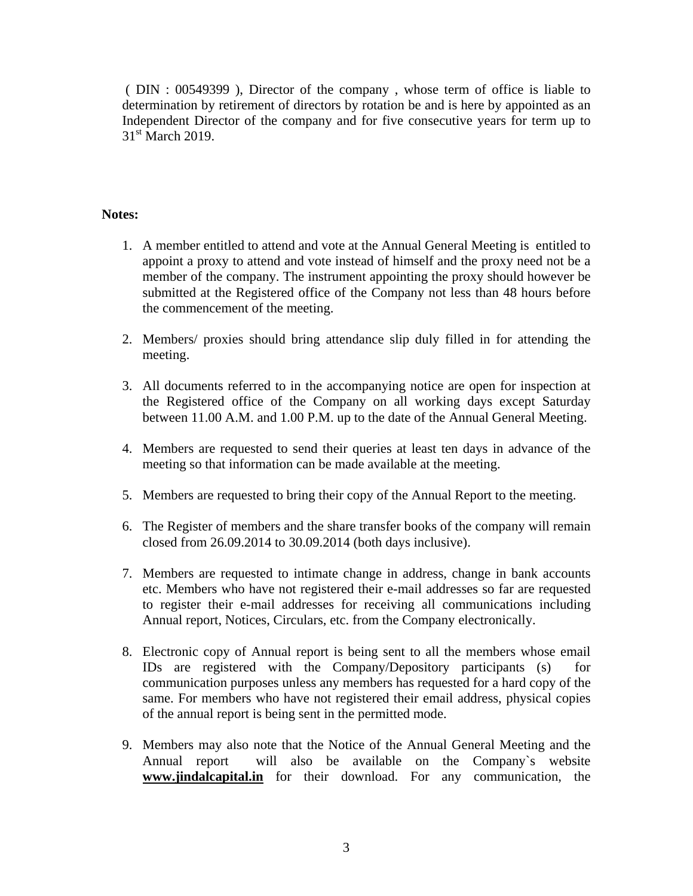( DIN : 00549399 ), Director of the company , whose term of office is liable to determination by retirement of directors by rotation be and is here by appointed as an Independent Director of the company and for five consecutive years for term up to 31st March 2019.

**Notes:**

1. A member entitled to attend and vote at the Annual General Meeting is entitled to appoint a proxy to attend and vote instead of himself and the proxy need not be a member of the company. The instrument appointing the proxy should however be submitted at the Registered office of the Company not less than 48 hours before the commencement of the meeting.

2. Members/ proxies should bring attendance slip duly filled in for attending the meeting.

3. All documents referred to in the accompanying notice are open for inspection at the Registered office of the Company on all working days except Saturday between 11.00 A.M. and 1.00 P.M. up to the date of the Annual General Meeting.

4. Members are requested to send their queries at least ten days in advance of the meeting so that information can be made available at the meeting.

5. Members are requested to bring their copy of the Annual Report to the meeting.

6. The Register of members and the share transfer books of the company will remain closed from 26.09.2014 to 30.09.2014 (both days inclusive).

7. Members are requested to intimate change in address, change in bank accounts etc. Members who have not registered their e-mail addresses so far are requested to register their e-mail addresses for receiving all communications including Annual report, Notices, Circulars, etc. from the Company electronically.

8. Electronic copy of Annual report is being sent to all the members whose email IDs are registered with the Company/Depository participants (s) for communication purposes unless any members has requested for a hard copy of the same. For members who have not registered their email address, physical copies of the annual report is being sent in the permitted mode.

9. Members may also note that the Notice of the Annual General Meeting and the Annual report will also be available on the Company`s website **www.jindalcapital.in** for their download. For any communication, the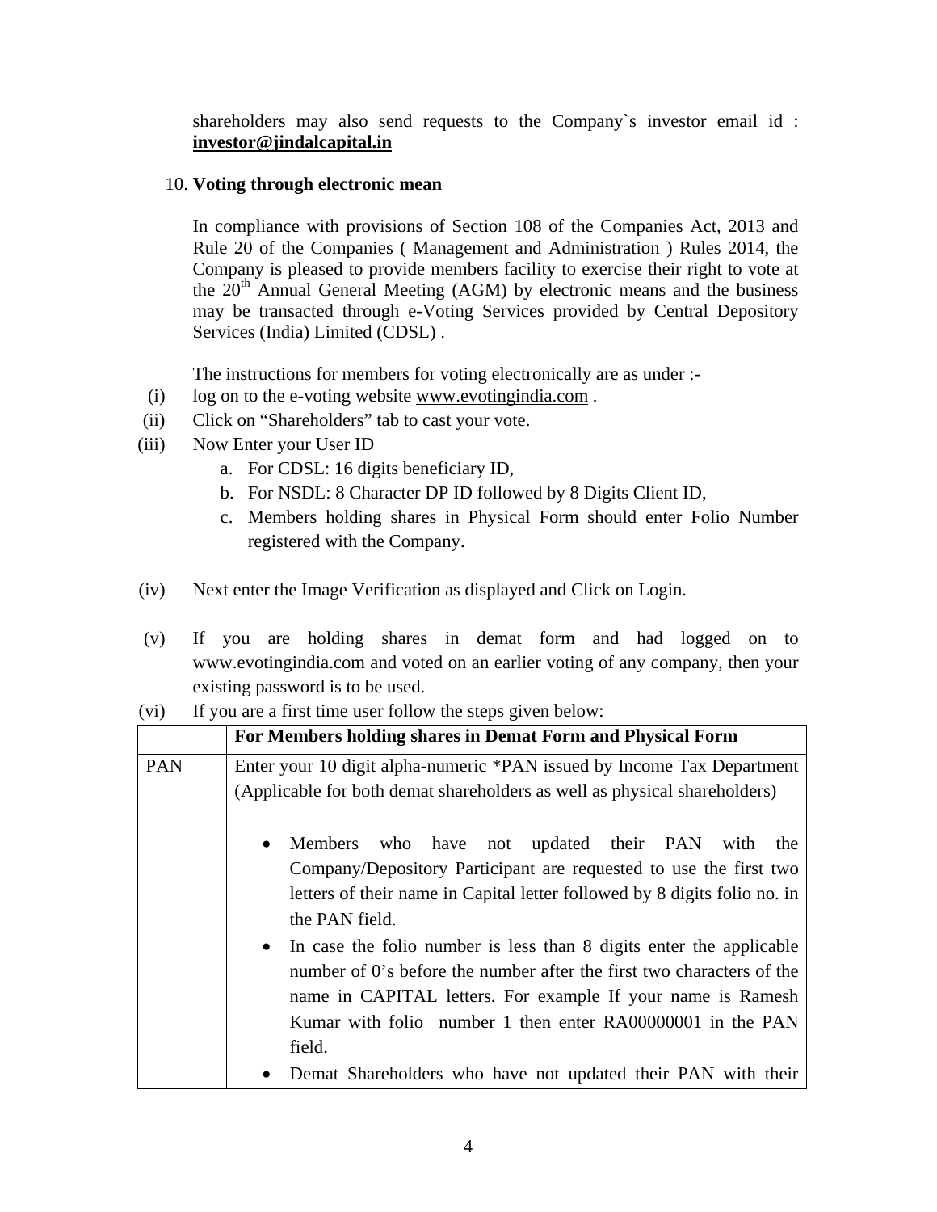shareholders may also send requests to the Company`s investor email id : **investor@jindalcapital.in**

10. **Voting through electronic mean**

In compliance with provisions of Section 108 of the Companies Act, 2013 and Rule 20 of the Companies ( Management and Administration ) Rules 2014, the Company is pleased to provide members facility to exercise their right to vote at the 20th Annual General Meeting (AGM) by electronic means and the business may be transacted through e-Voting Services provided by Central Depository Services (India) Limited (CDSL) .

The instructions for members for voting electronically are as under :-

(i) log on to the e-voting website www.evotingindia.com .

(ii) Click on "Shareholders" tab to cast your vote.

(iii) Now Enter your User ID
   a. For CDSL: 16 digits beneficiary ID,
   b. For NSDL: 8 Character DP ID followed by 8 Digits Client ID,
   c. Members holding shares in Physical Form should enter Folio Number registered with the Company.

(iv) Next enter the Image Verification as displayed and Click on Login.

(v) If you are holding shares in demat form and had logged on to www.evotingindia.com and voted on an earlier voting of any company, then your existing password is to be used.

(vi) If you are a first time user follow the steps given below:

| | **For Members holding shares in Demat Form and Physical Form** |
|---|---|
| PAN | Enter your 10 digit alpha-numeric *PAN issued by Income Tax Department (Applicable for both demat shareholders as well as physical shareholders)<br><br>• Members who have not updated their PAN with the Company/Depository Participant are requested to use the first two letters of their name in Capital letter followed by 8 digits folio no. in the PAN field.<br>• In case the folio number is less than 8 digits enter the applicable number of 0's before the number after the first two characters of the name in CAPITAL letters. For example If your name is Ramesh Kumar with folio number 1 then enter RA00000001 in the PAN field.<br>• Demat Shareholders who have not updated their PAN with their |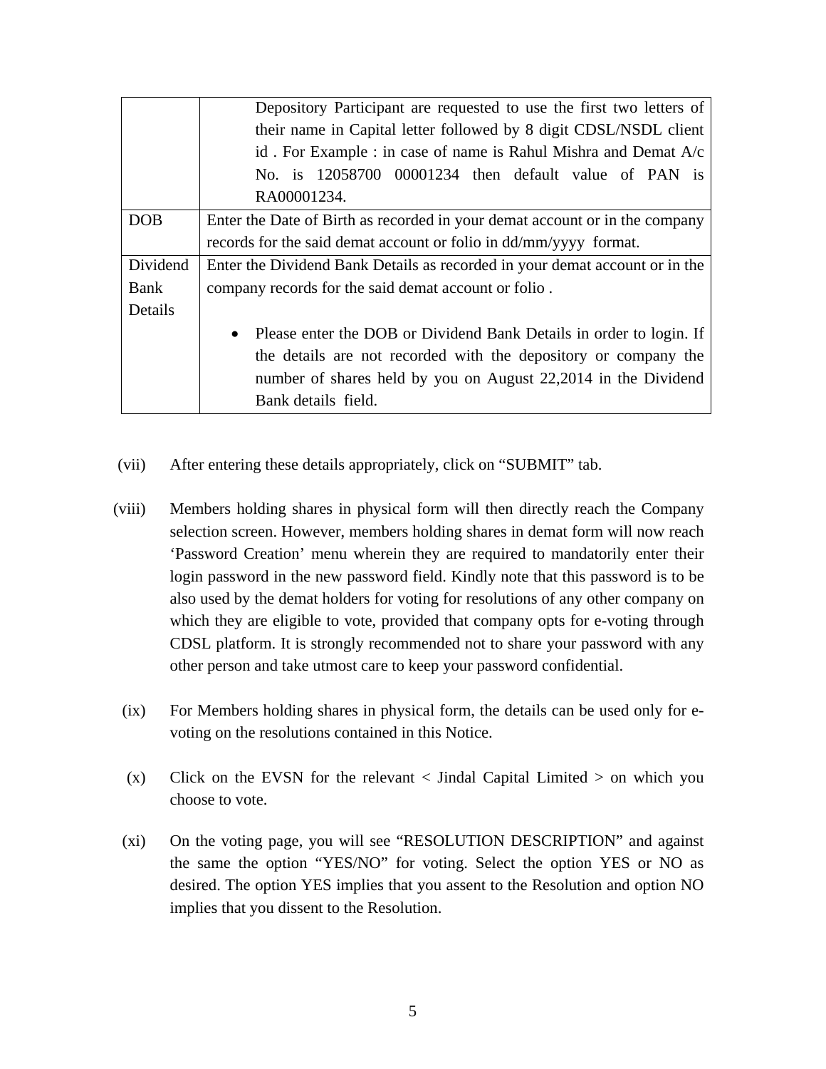| | |
|---|---|
| | Depository Participant are requested to use the first two letters of their name in Capital letter followed by 8 digit CDSL/NSDL client id . For Example : in case of name is Rahul Mishra and Demat A/c No. is 12058700 00001234 then default value of PAN is RA00001234. |
| DOB | Enter the Date of Birth as recorded in your demat account or in the company records for the said demat account or folio in dd/mm/yyyy format. |
| Dividend Bank Details | Enter the Dividend Bank Details as recorded in your demat account or in the company records for the said demat account or folio . <br><br> • Please enter the DOB or Dividend Bank Details in order to login. If the details are not recorded with the depository or company the number of shares held by you on August 22,2014 in the Dividend Bank details field. |

(vii) After entering these details appropriately, click on “SUBMIT” tab.

(viii) Members holding shares in physical form will then directly reach the Company selection screen. However, members holding shares in demat form will now reach ‘Password Creation’ menu wherein they are required to mandatorily enter their login password in the new password field. Kindly note that this password is to be also used by the demat holders for voting for resolutions of any other company on which they are eligible to vote, provided that company opts for e-voting through CDSL platform. It is strongly recommended not to share your password with any other person and take utmost care to keep your password confidential.

(ix) For Members holding shares in physical form, the details can be used only for e-voting on the resolutions contained in this Notice.

(x) Click on the EVSN for the relevant < Jindal Capital Limited > on which you choose to vote.

(xi) On the voting page, you will see “RESOLUTION DESCRIPTION” and against the same the option “YES/NO” for voting. Select the option YES or NO as desired. The option YES implies that you assent to the Resolution and option NO implies that you dissent to the Resolution.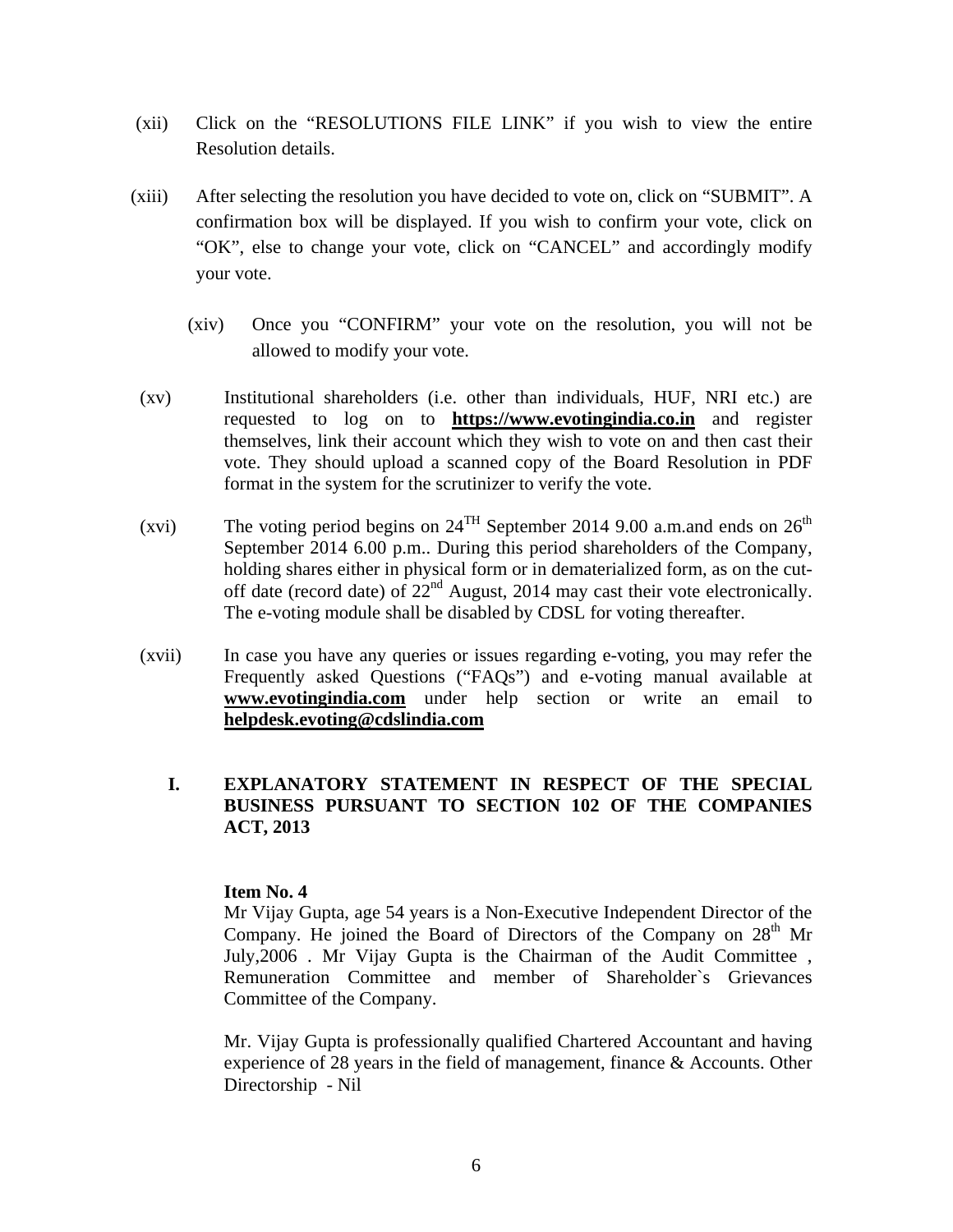(xii) Click on the "RESOLUTIONS FILE LINK" if you wish to view the entire Resolution details.

(xiii) After selecting the resolution you have decided to vote on, click on "SUBMIT". A confirmation box will be displayed. If you wish to confirm your vote, click on "OK", else to change your vote, click on "CANCEL" and accordingly modify your vote.

(xiv) Once you "CONFIRM" your vote on the resolution, you will not be allowed to modify your vote.

(xv) Institutional shareholders (i.e. other than individuals, HUF, NRI etc.) are requested to log on to **https://www.evotingindia.co.in** and register themselves, link their account which they wish to vote on and then cast their vote. They should upload a scanned copy of the Board Resolution in PDF format in the system for the scrutinizer to verify the vote.

(xvi) The voting period begins on 24TH September 2014 9.00 a.m.and ends on 26th September 2014 6.00 p.m.. During this period shareholders of the Company, holding shares either in physical form or in dematerialized form, as on the cut-off date (record date) of 22nd August, 2014 may cast their vote electronically. The e-voting module shall be disabled by CDSL for voting thereafter.

(xvii) In case you have any queries or issues regarding e-voting, you may refer the Frequently asked Questions ("FAQs") and e-voting manual available at **www.evotingindia.com** under help section or write an email to **helpdesk.evoting@cdslindia.com**

## I. EXPLANATORY STATEMENT IN RESPECT OF THE SPECIAL BUSINESS PURSUANT TO SECTION 102 OF THE COMPANIES ACT, 2013

**Item No. 4**

Mr Vijay Gupta, age 54 years is a Non-Executive Independent Director of the Company. He joined the Board of Directors of the Company on 28th Mr July,2006 . Mr Vijay Gupta is the Chairman of the Audit Committee , Remuneration Committee and member of Shareholder`s Grievances Committee of the Company.

Mr. Vijay Gupta is professionally qualified Chartered Accountant and having experience of 28 years in the field of management, finance & Accounts. Other Directorship - Nil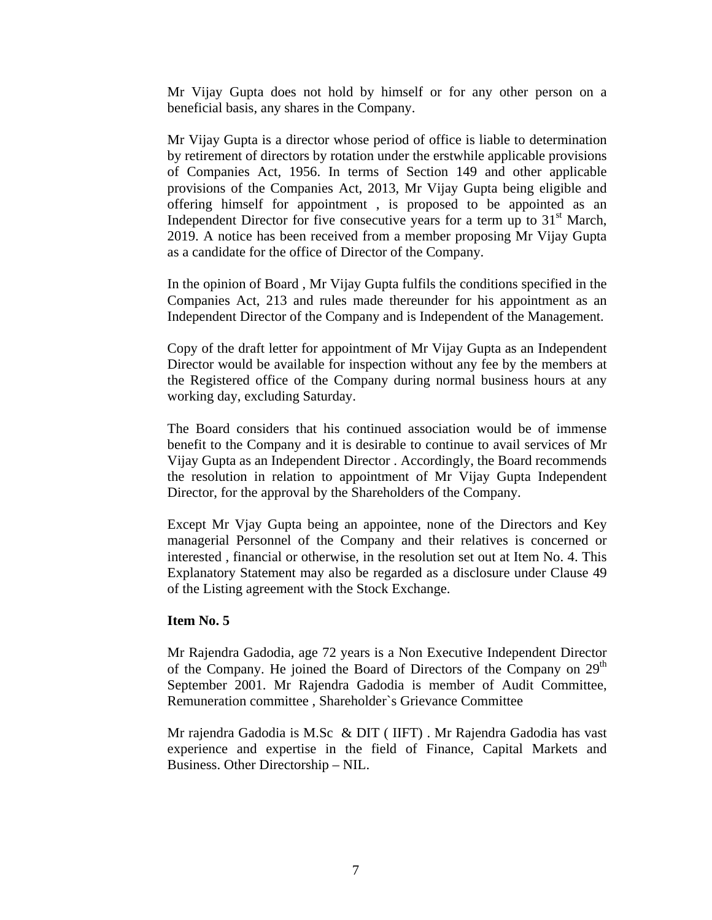Mr Vijay Gupta does not hold by himself or for any other person on a beneficial basis, any shares in the Company.

Mr Vijay Gupta is a director whose period of office is liable to determination by retirement of directors by rotation under the erstwhile applicable provisions of Companies Act, 1956. In terms of Section 149 and other applicable provisions of the Companies Act, 2013, Mr Vijay Gupta being eligible and offering himself for appointment , is proposed to be appointed as an Independent Director for five consecutive years for a term up to 31st March, 2019. A notice has been received from a member proposing Mr Vijay Gupta as a candidate for the office of Director of the Company.

In the opinion of Board , Mr Vijay Gupta fulfils the conditions specified in the Companies Act, 213 and rules made thereunder for his appointment as an Independent Director of the Company and is Independent of the Management.

Copy of the draft letter for appointment of Mr Vijay Gupta as an Independent Director would be available for inspection without any fee by the members at the Registered office of the Company during normal business hours at any working day, excluding Saturday.

The Board considers that his continued association would be of immense benefit to the Company and it is desirable to continue to avail services of Mr Vijay Gupta as an Independent Director . Accordingly, the Board recommends the resolution in relation to appointment of Mr Vijay Gupta Independent Director, for the approval by the Shareholders of the Company.

Except Mr Vjay Gupta being an appointee, none of the Directors and Key managerial Personnel of the Company and their relatives is concerned or interested , financial or otherwise, in the resolution set out at Item No. 4. This Explanatory Statement may also be regarded as a disclosure under Clause 49 of the Listing agreement with the Stock Exchange.

**Item No. 5**

Mr Rajendra Gadodia, age 72 years is a Non Executive Independent Director of the Company. He joined the Board of Directors of the Company on 29th September 2001. Mr Rajendra Gadodia is member of Audit Committee, Remuneration committee , Shareholder`s Grievance Committee

Mr rajendra Gadodia is M.Sc & DIT ( IIFT) . Mr Rajendra Gadodia has vast experience and expertise in the field of Finance, Capital Markets and Business. Other Directorship – NIL.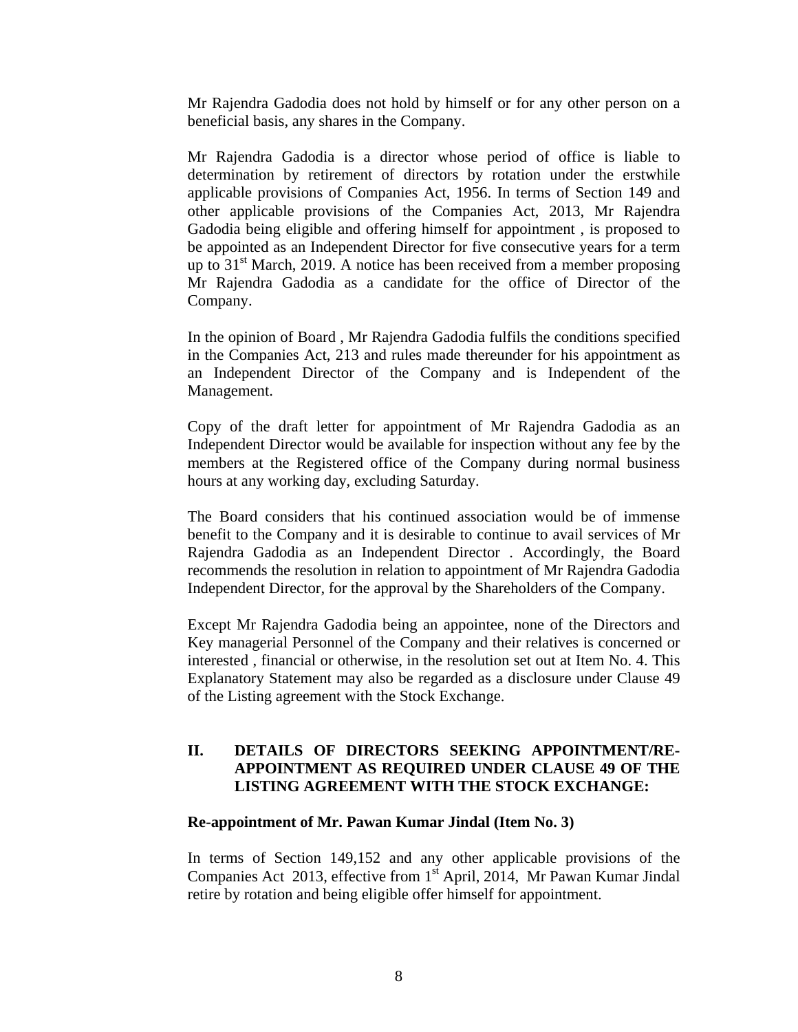Mr Rajendra Gadodia does not hold by himself or for any other person on a beneficial basis, any shares in the Company.

Mr Rajendra Gadodia is a director whose period of office is liable to determination by retirement of directors by rotation under the erstwhile applicable provisions of Companies Act, 1956. In terms of Section 149 and other applicable provisions of the Companies Act, 2013, Mr Rajendra Gadodia being eligible and offering himself for appointment , is proposed to be appointed as an Independent Director for five consecutive years for a term up to 31st March, 2019. A notice has been received from a member proposing Mr Rajendra Gadodia as a candidate for the office of Director of the Company.

In the opinion of Board , Mr Rajendra Gadodia fulfils the conditions specified in the Companies Act, 213 and rules made thereunder for his appointment as an Independent Director of the Company and is Independent of the Management.

Copy of the draft letter for appointment of Mr Rajendra Gadodia as an Independent Director would be available for inspection without any fee by the members at the Registered office of the Company during normal business hours at any working day, excluding Saturday.

The Board considers that his continued association would be of immense benefit to the Company and it is desirable to continue to avail services of Mr Rajendra Gadodia as an Independent Director . Accordingly, the Board recommends the resolution in relation to appointment of Mr Rajendra Gadodia Independent Director, for the approval by the Shareholders of the Company.

Except Mr Rajendra Gadodia being an appointee, none of the Directors and Key managerial Personnel of the Company and their relatives is concerned or interested , financial or otherwise, in the resolution set out at Item No. 4. This Explanatory Statement may also be regarded as a disclosure under Clause 49 of the Listing agreement with the Stock Exchange.

## II. DETAILS OF DIRECTORS SEEKING APPOINTMENT/RE-APPOINTMENT AS REQUIRED UNDER CLAUSE 49 OF THE LISTING AGREEMENT WITH THE STOCK EXCHANGE:

**Re-appointment of Mr. Pawan Kumar Jindal (Item No. 3)**

In terms of Section 149,152 and any other applicable provisions of the Companies Act 2013, effective from 1st April, 2014, Mr Pawan Kumar Jindal retire by rotation and being eligible offer himself for appointment.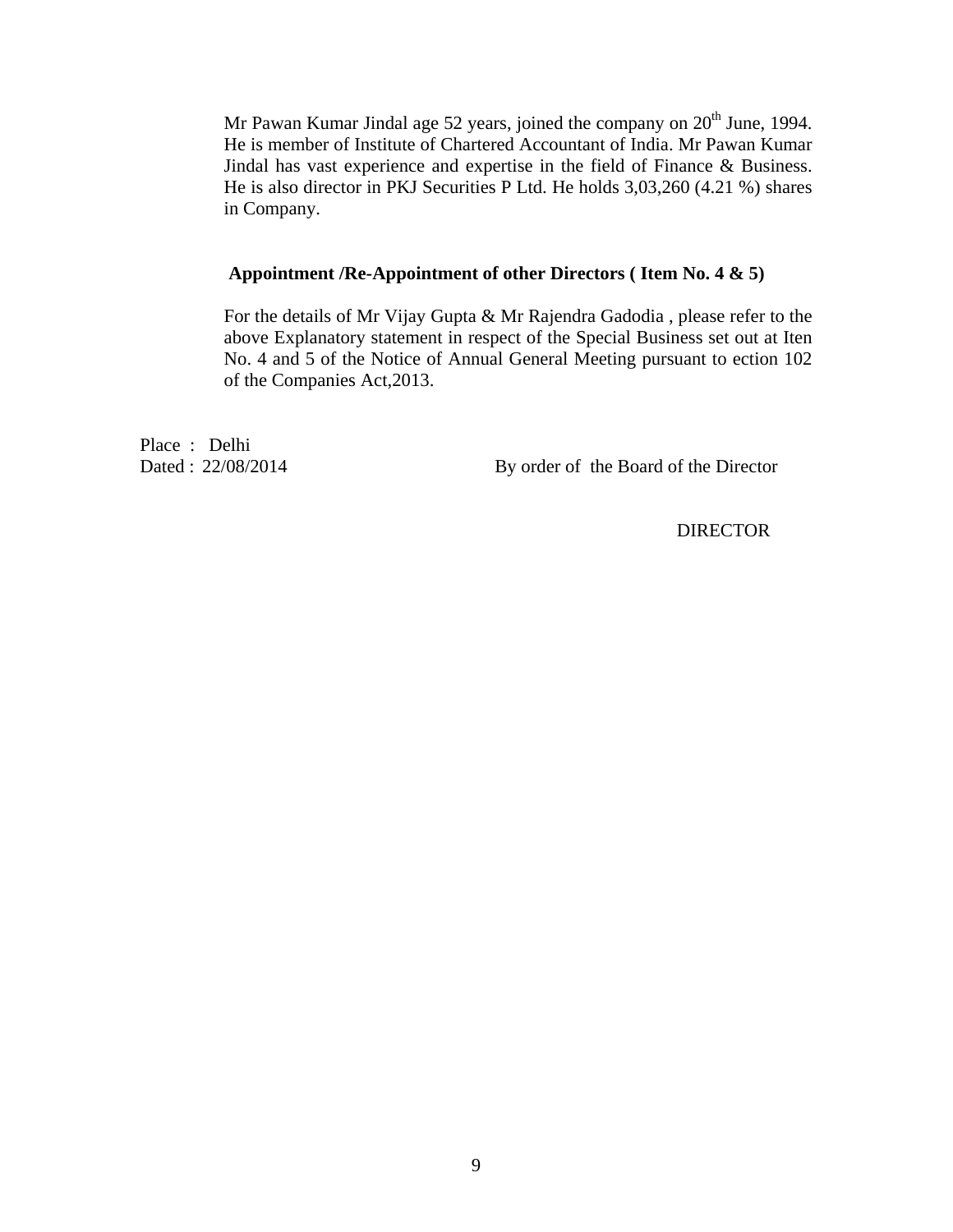Mr Pawan Kumar Jindal age 52 years, joined the company on 20th June, 1994. He is member of Institute of Chartered Accountant of India. Mr Pawan Kumar Jindal has vast experience and expertise in the field of Finance & Business. He is also director in PKJ Securities P Ltd. He holds 3,03,260 (4.21 %) shares in Company.

**Appointment /Re-Appointment of other Directors ( Item No. 4 & 5)**

For the details of Mr Vijay Gupta & Mr Rajendra Gadodia , please refer to the above Explanatory statement in respect of the Special Business set out at Iten No. 4 and 5 of the Notice of Annual General Meeting pursuant to ection 102 of the Companies Act,2013.

Place : Delhi
Dated : 22/08/2014

By order of the Board of the Director

DIRECTOR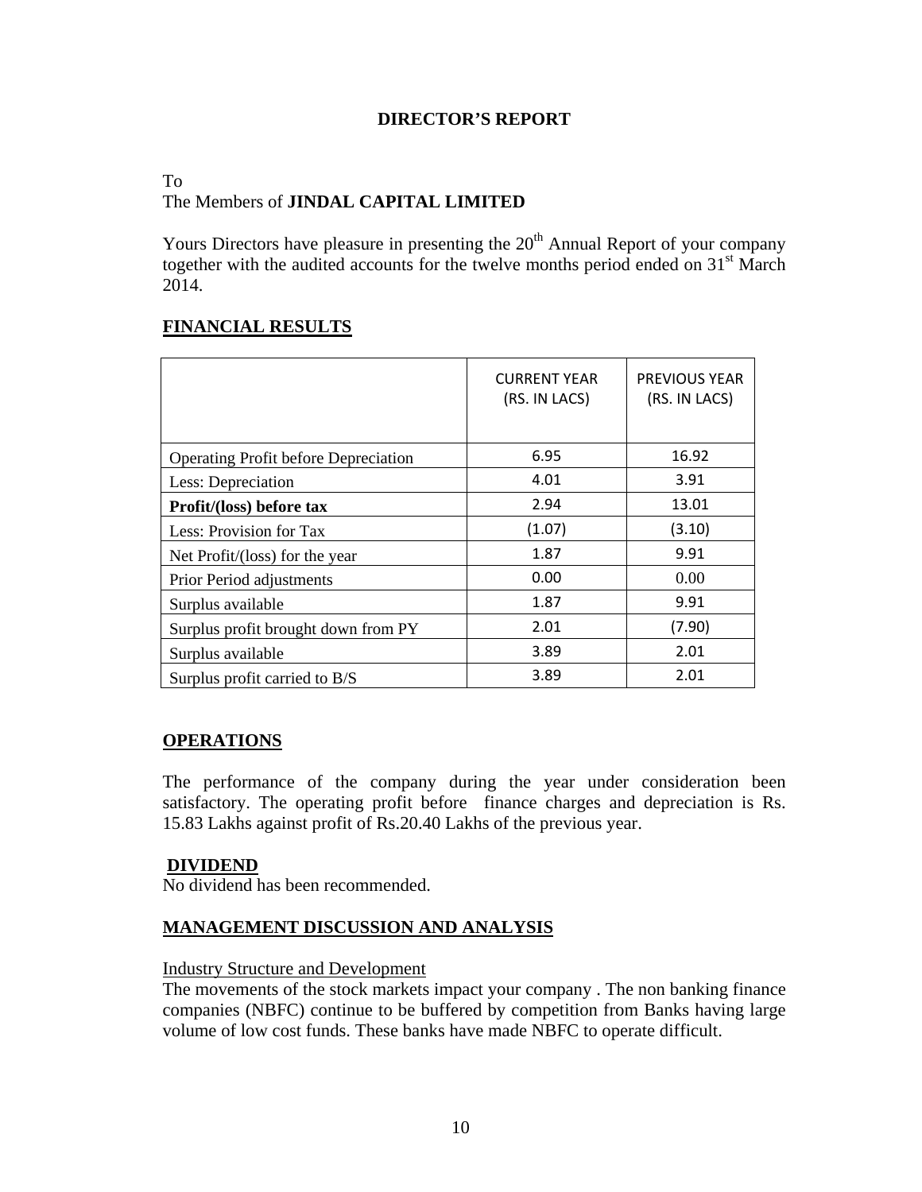# DIRECTOR'S REPORT

To
The Members of **JINDAL CAPITAL LIMITED**

Yours Directors have pleasure in presenting the 20th Annual Report of your company together with the audited accounts for the twelve months period ended on 31st March 2014.

## FINANCIAL RESULTS

| | CURRENT YEAR (RS. IN LACS) | PREVIOUS YEAR (RS. IN LACS) |
|---|---|---|
| Operating Profit before Depreciation | 6.95 | 16.92 |
| Less: Depreciation | 4.01 | 3.91 |
| **Profit/(loss) before tax** | 2.94 | 13.01 |
| Less: Provision for Tax | (1.07) | (3.10) |
| Net Profit/(loss) for the year | 1.87 | 9.91 |
| Prior Period adjustments | 0.00 | 0.00 |
| Surplus available | 1.87 | 9.91 |
| Surplus profit brought down from PY | 2.01 | (7.90) |
| Surplus available | 3.89 | 2.01 |
| Surplus profit carried to B/S | 3.89 | 2.01 |

## OPERATIONS

The performance of the company during the year under consideration been satisfactory. The operating profit before finance charges and depreciation is Rs. 15.83 Lakhs against profit of Rs.20.40 Lakhs of the previous year.

## DIVIDEND

No dividend has been recommended.

## MANAGEMENT DISCUSSION AND ANALYSIS

Industry Structure and Development

The movements of the stock markets impact your company . The non banking finance companies (NBFC) continue to be buffered by competition from Banks having large volume of low cost funds. These banks have made NBFC to operate difficult.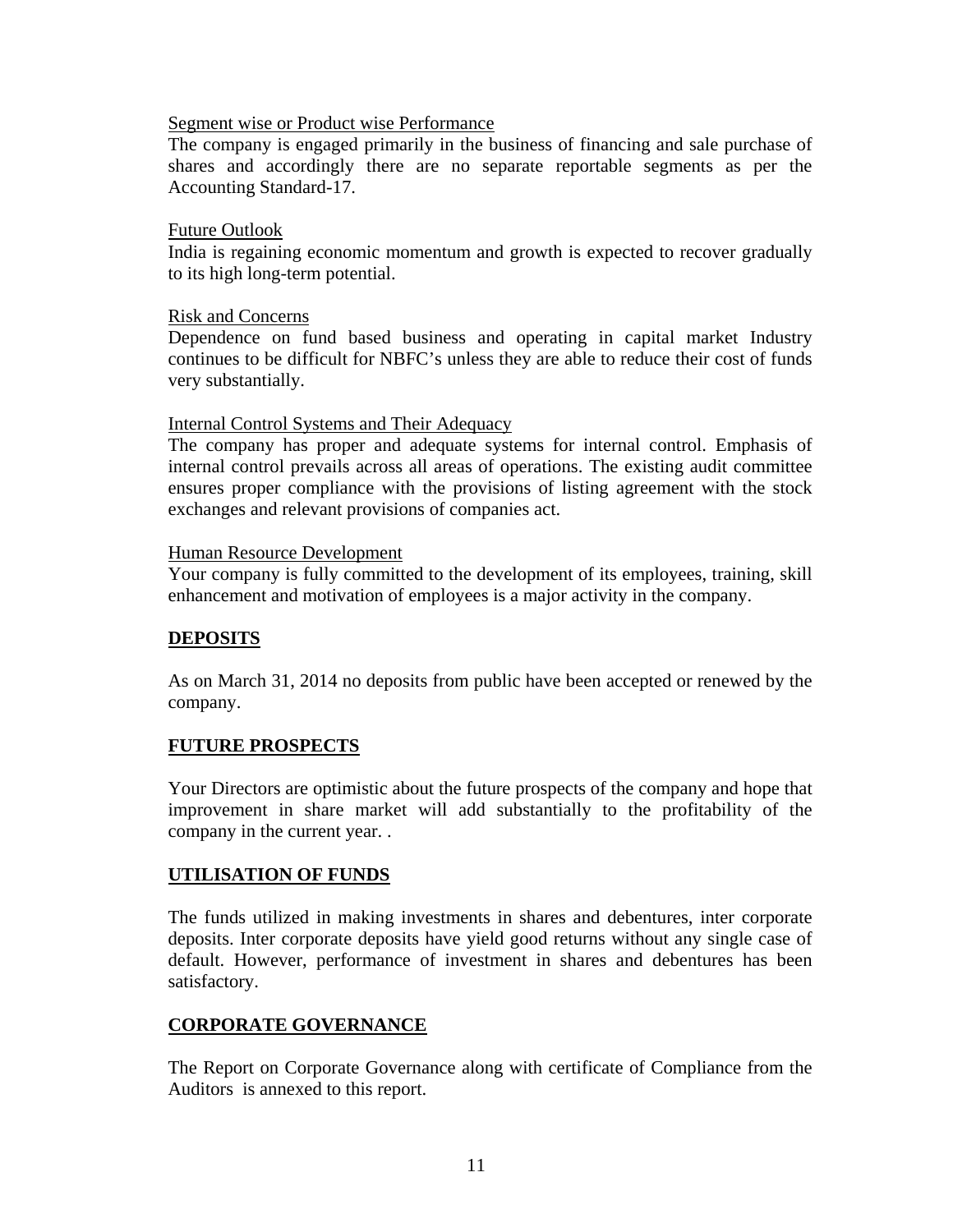Segment wise or Product wise Performance

The company is engaged primarily in the business of financing and sale purchase of shares and accordingly there are no separate reportable segments as per the Accounting Standard-17.

Future Outlook

India is regaining economic momentum and growth is expected to recover gradually to its high long-term potential.

Risk and Concerns

Dependence on fund based business and operating in capital market Industry continues to be difficult for NBFC's unless they are able to reduce their cost of funds very substantially.

Internal Control Systems and Their Adequacy

The company has proper and adequate systems for internal control. Emphasis of internal control prevails across all areas of operations. The existing audit committee ensures proper compliance with the provisions of listing agreement with the stock exchanges and relevant provisions of companies act.

Human Resource Development

Your company is fully committed to the development of its employees, training, skill enhancement and motivation of employees is a major activity in the company.

## DEPOSITS

As on March 31, 2014 no deposits from public have been accepted or renewed by the company.

## FUTURE PROSPECTS

Your Directors are optimistic about the future prospects of the company and hope that improvement in share market will add substantially to the profitability of the company in the current year. .

## UTILISATION OF FUNDS

The funds utilized in making investments in shares and debentures, inter corporate deposits. Inter corporate deposits have yield good returns without any single case of default. However, performance of investment in shares and debentures has been satisfactory.

## CORPORATE GOVERNANCE

The Report on Corporate Governance along with certificate of Compliance from the Auditors is annexed to this report.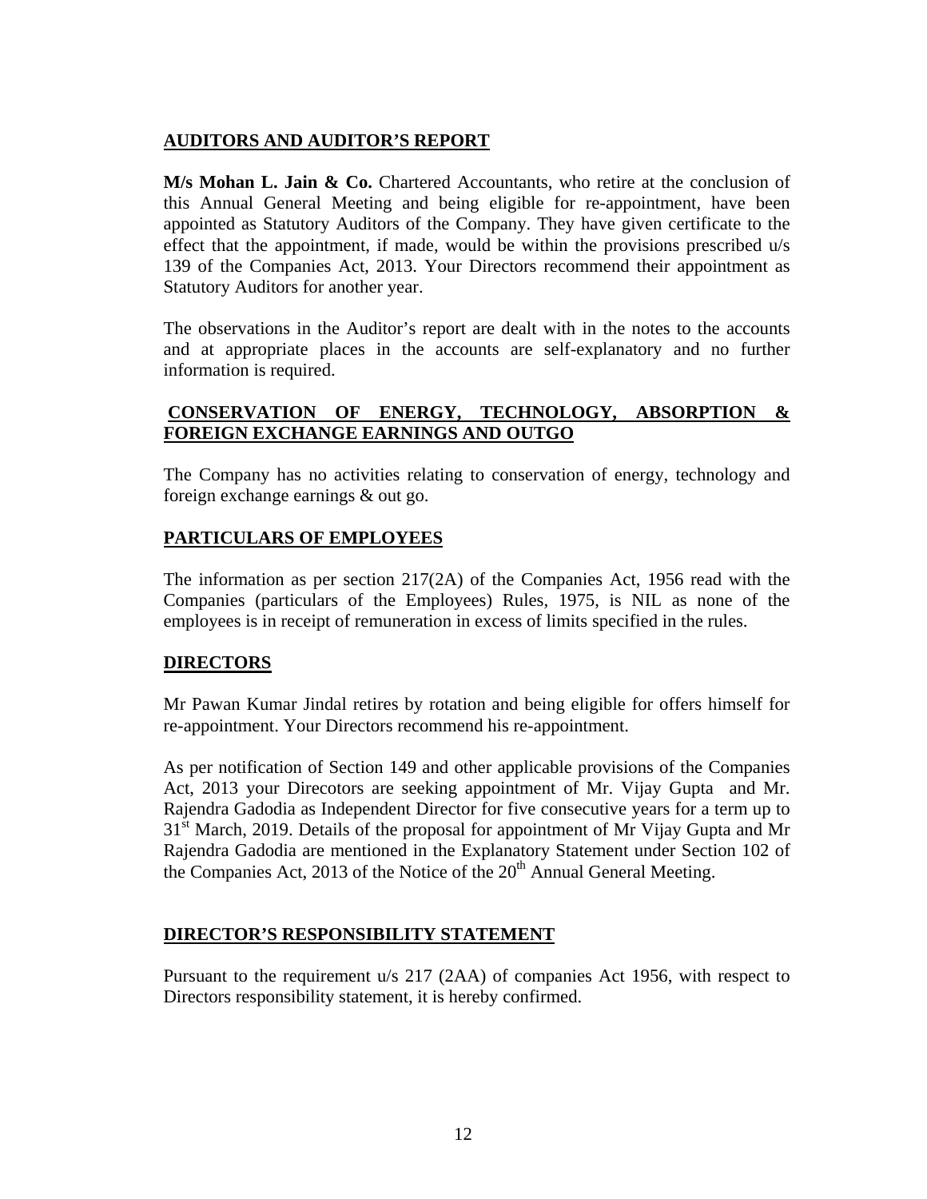## AUDITORS AND AUDITOR'S REPORT

**M/s Mohan L. Jain & Co.** Chartered Accountants, who retire at the conclusion of this Annual General Meeting and being eligible for re-appointment, have been appointed as Statutory Auditors of the Company. They have given certificate to the effect that the appointment, if made, would be within the provisions prescribed u/s 139 of the Companies Act, 2013. Your Directors recommend their appointment as Statutory Auditors for another year.

The observations in the Auditor's report are dealt with in the notes to the accounts and at appropriate places in the accounts are self-explanatory and no further information is required.

## CONSERVATION OF ENERGY, TECHNOLOGY, ABSORPTION & FOREIGN EXCHANGE EARNINGS AND OUTGO

The Company has no activities relating to conservation of energy, technology and foreign exchange earnings & out go.

## PARTICULARS OF EMPLOYEES

The information as per section 217(2A) of the Companies Act, 1956 read with the Companies (particulars of the Employees) Rules, 1975, is NIL as none of the employees is in receipt of remuneration in excess of limits specified in the rules.

## DIRECTORS

Mr Pawan Kumar Jindal retires by rotation and being eligible for offers himself for re-appointment. Your Directors recommend his re-appointment.

As per notification of Section 149 and other applicable provisions of the Companies Act, 2013 your Direcotors are seeking appointment of Mr. Vijay Gupta and Mr. Rajendra Gadodia as Independent Director for five consecutive years for a term up to 31st March, 2019. Details of the proposal for appointment of Mr Vijay Gupta and Mr Rajendra Gadodia are mentioned in the Explanatory Statement under Section 102 of the Companies Act, 2013 of the Notice of the 20th Annual General Meeting.

## DIRECTOR'S RESPONSIBILITY STATEMENT

Pursuant to the requirement u/s 217 (2AA) of companies Act 1956, with respect to Directors responsibility statement, it is hereby confirmed.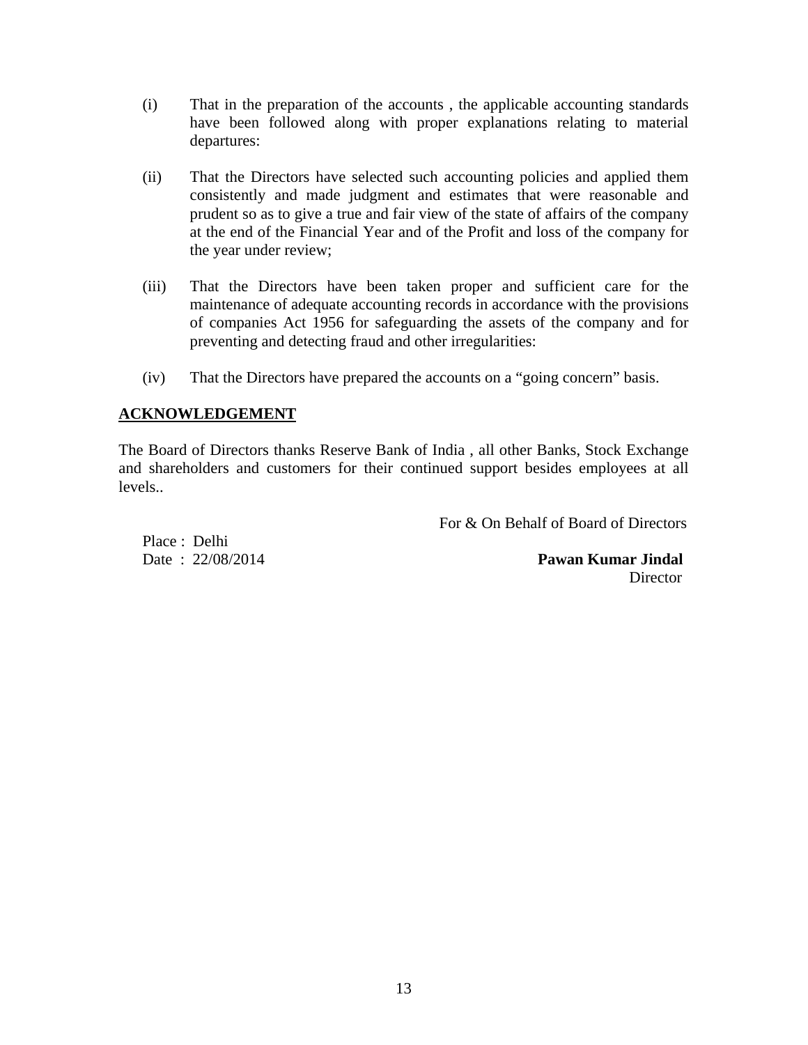(i) That in the preparation of the accounts , the applicable accounting standards have been followed along with proper explanations relating to material departures:

(ii) That the Directors have selected such accounting policies and applied them consistently and made judgment and estimates that were reasonable and prudent so as to give a true and fair view of the state of affairs of the company at the end of the Financial Year and of the Profit and loss of the company for the year under review;

(iii) That the Directors have been taken proper and sufficient care for the maintenance of adequate accounting records in accordance with the provisions of companies Act 1956 for safeguarding the assets of the company and for preventing and detecting fraud and other irregularities:

(iv) That the Directors have prepared the accounts on a "going concern" basis.

**ACKNOWLEDGEMENT**

The Board of Directors thanks Reserve Bank of India , all other Banks, Stock Exchange and shareholders and customers for their continued support besides employees at all levels..

For & On Behalf of Board of Directors

Place : Delhi
Date : 22/08/2014

**Pawan Kumar Jindal**
Director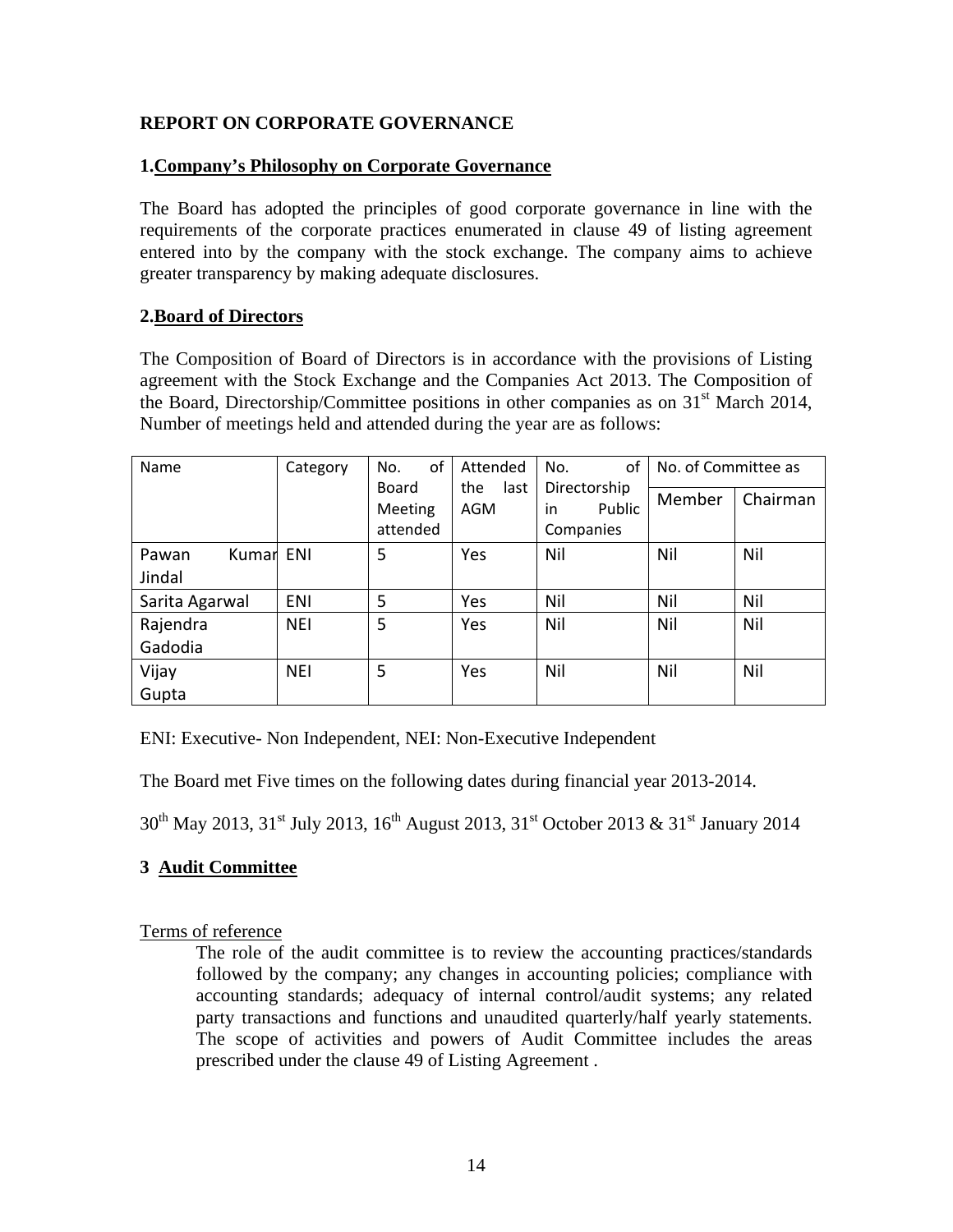**REPORT ON CORPORATE GOVERNANCE**

**1.Company's Philosophy on Corporate Governance**

The Board has adopted the principles of good corporate governance in line with the requirements of the corporate practices enumerated in clause 49 of listing agreement entered into by the company with the stock exchange. The company aims to achieve greater transparency by making adequate disclosures.

**2.Board of Directors**

The Composition of Board of Directors is in accordance with the provisions of Listing agreement with the Stock Exchange and the Companies Act 2013. The Composition of the Board, Directorship/Committee positions in other companies as on 31st March 2014, Number of meetings held and attended during the year are as follows:

| Name | Category | No. of Board Meeting attended | Attended the last AGM | No. of Directorship in Public Companies | No. of Committee as | |
|---|---|---|---|---|---|---|
| | | | | | Member | Chairman |
| Pawan Kumar Jindal | ENI | 5 | Yes | Nil | Nil | Nil |
| Sarita Agarwal | ENI | 5 | Yes | Nil | Nil | Nil |
| Rajendra Gadodia | NEI | 5 | Yes | Nil | Nil | Nil |
| Vijay Gupta | NEI | 5 | Yes | Nil | Nil | Nil |

ENI: Executive- Non Independent, NEI: Non-Executive Independent

The Board met Five times on the following dates during financial year 2013-2014.

30th May 2013, 31st July 2013, 16th August 2013, 31st October 2013 & 31st January 2014

**3 Audit Committee**

Terms of reference

The role of the audit committee is to review the accounting practices/standards followed by the company; any changes in accounting policies; compliance with accounting standards; adequacy of internal control/audit systems; any related party transactions and functions and unaudited quarterly/half yearly statements. The scope of activities and powers of Audit Committee includes the areas prescribed under the clause 49 of Listing Agreement .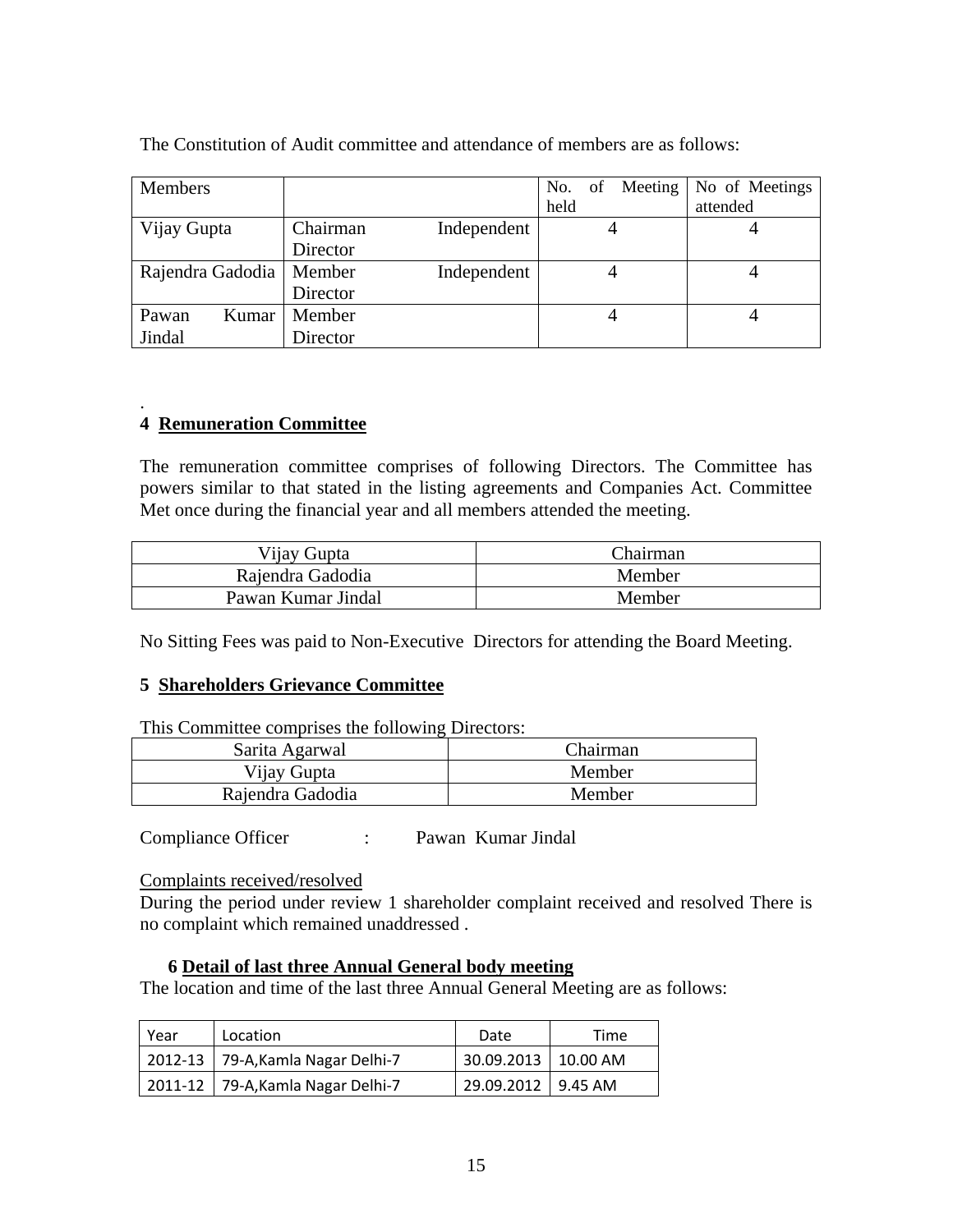The Constitution of Audit committee and attendance of members are as follows:

| Members | | No. of Meeting held | No of Meetings attended |
|---|---|---|---|
| Vijay Gupta | Chairman Independent Director | 4 | 4 |
| Rajendra Gadodia | Member Independent Director | 4 | 4 |
| Pawan Kumar Jindal | Member Director | 4 | 4 |

.

**4 Remuneration Committee**

The remuneration committee comprises of following Directors. The Committee has powers similar to that stated in the listing agreements and Companies Act. Committee Met once during the financial year and all members attended the meeting.

| Vijay Gupta | Chairman |
|---|---|
| Rajendra Gadodia | Member |
| Pawan Kumar Jindal | Member |

No Sitting Fees was paid to Non-Executive Directors for attending the Board Meeting.

**5 Shareholders Grievance Committee**

This Committee comprises the following Directors:

| Sarita Agarwal | Chairman |
|---|---|
| Vijay Gupta | Member |
| Rajendra Gadodia | Member |

Compliance Officer : Pawan Kumar Jindal

Complaints received/resolved

During the period under review 1 shareholder complaint received and resolved There is no complaint which remained unaddressed .

**6 Detail of last three Annual General body meeting**

The location and time of the last three Annual General Meeting are as follows:

| Year | Location | Date | Time |
|---|---|---|---|
| 2012-13 | 79-A,Kamla Nagar Delhi-7 | 30.09.2013 | 10.00 AM |
| 2011-12 | 79-A,Kamla Nagar Delhi-7 | 29.09.2012 | 9.45 AM |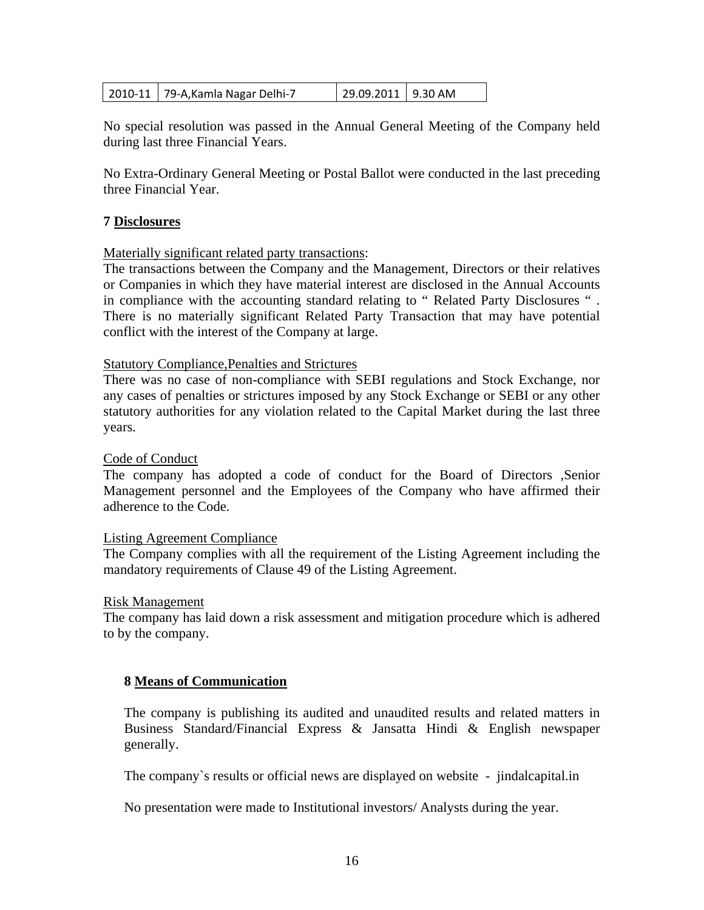| 2010-11 | 79-A,Kamla Nagar Delhi-7 | 29.09.2011 | 9.30 AM |
|---|---|---|---|

No special resolution was passed in the Annual General Meeting of the Company held during last three Financial Years.

No Extra-Ordinary General Meeting or Postal Ballot were conducted in the last preceding three Financial Year.

## 7 Disclosures

Materially significant related party transactions:

The transactions between the Company and the Management, Directors or their relatives or Companies in which they have material interest are disclosed in the Annual Accounts in compliance with the accounting standard relating to " Related Party Disclosures " . There is no materially significant Related Party Transaction that may have potential conflict with the interest of the Company at large.

Statutory Compliance,Penalties and Strictures

There was no case of non-compliance with SEBI regulations and Stock Exchange, nor any cases of penalties or strictures imposed by any Stock Exchange or SEBI or any other statutory authorities for any violation related to the Capital Market during the last three years.

Code of Conduct

The company has adopted a code of conduct for the Board of Directors ,Senior Management personnel and the Employees of the Company who have affirmed their adherence to the Code.

Listing Agreement Compliance

The Company complies with all the requirement of the Listing Agreement including the mandatory requirements of Clause 49 of the Listing Agreement.

Risk Management

The company has laid down a risk assessment and mitigation procedure which is adhered to by the company.

## 8 Means of Communication

The company is publishing its audited and unaudited results and related matters in Business Standard/Financial Express & Jansatta Hindi & English newspaper generally.

The company`s results or official news are displayed on website - jindalcapital.in

No presentation were made to Institutional investors/ Analysts during the year.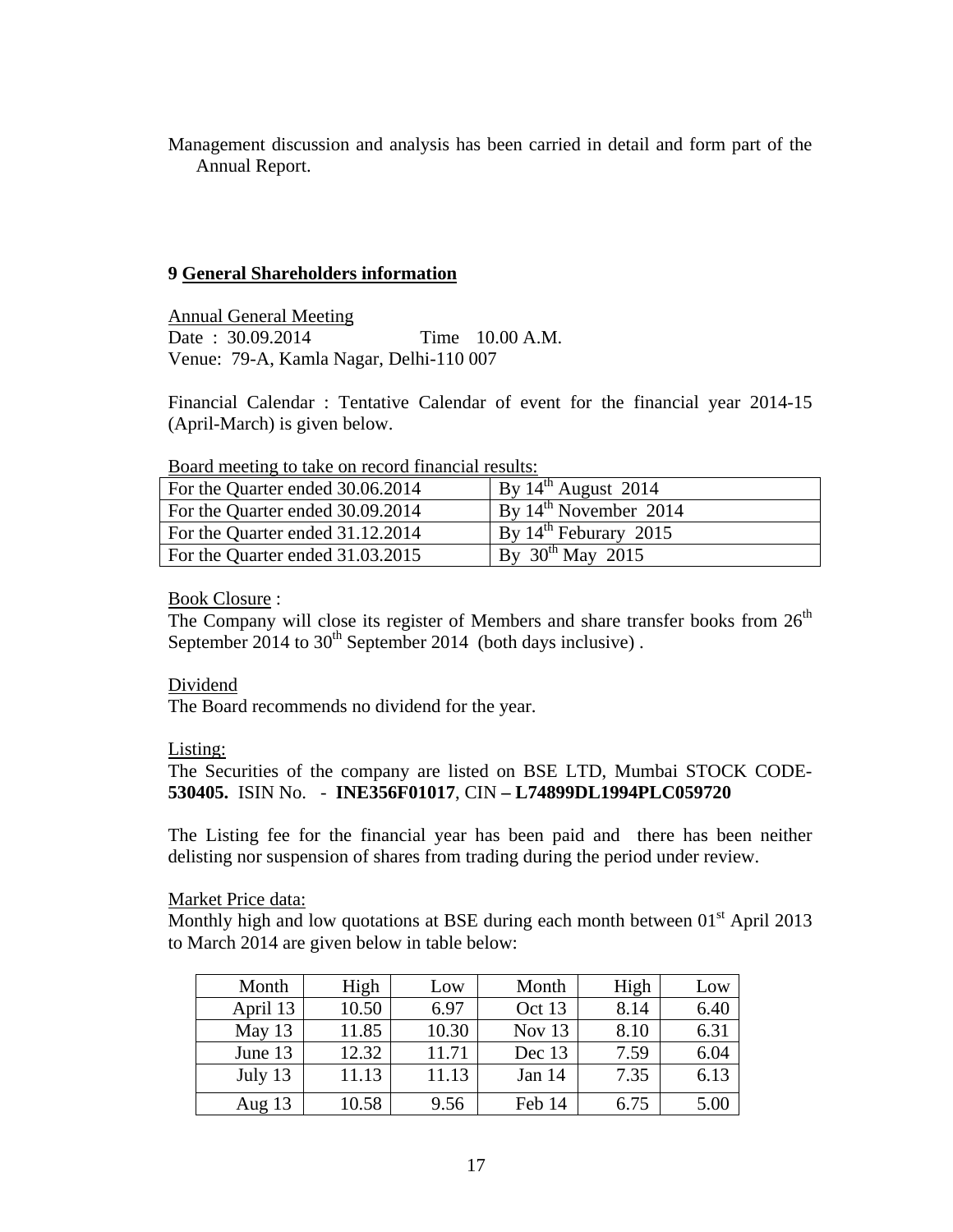Management discussion and analysis has been carried in detail and form part of the Annual Report.

## 9 General Shareholders information

Annual General Meeting

Date : 30.09.2014 Time 10.00 A.M.

Venue: 79-A, Kamla Nagar, Delhi-110 007

Financial Calendar : Tentative Calendar of event for the financial year 2014-15 (April-March) is given below.

Board meeting to take on record financial results:

| For the Quarter ended 30.06.2014 | By 14th August 2014 |
|---|---|
| For the Quarter ended 30.09.2014 | By 14th November 2014 |
| For the Quarter ended 31.12.2014 | By 14th Feburary 2015 |
| For the Quarter ended 31.03.2015 | By 30th May 2015 |

Book Closure :

The Company will close its register of Members and share transfer books from 26th September 2014 to 30th September 2014 (both days inclusive) .

Dividend

The Board recommends no dividend for the year.

Listing:

The Securities of the company are listed on BSE LTD, Mumbai STOCK CODE- **530405.** ISIN No. - **INE356F01017**, CIN **– L74899DL1994PLC059720**

The Listing fee for the financial year has been paid and there has been neither delisting nor suspension of shares from trading during the period under review.

Market Price data:

Monthly high and low quotations at BSE during each month between 01st April 2013 to March 2014 are given below in table below:

| Month | High | Low | Month | High | Low |
|---|---|---|---|---|---|
| April 13 | 10.50 | 6.97 | Oct 13 | 8.14 | 6.40 |
| May 13 | 11.85 | 10.30 | Nov 13 | 8.10 | 6.31 |
| June 13 | 12.32 | 11.71 | Dec 13 | 7.59 | 6.04 |
| July 13 | 11.13 | 11.13 | Jan 14 | 7.35 | 6.13 |
| Aug 13 | 10.58 | 9.56 | Feb 14 | 6.75 | 5.00 |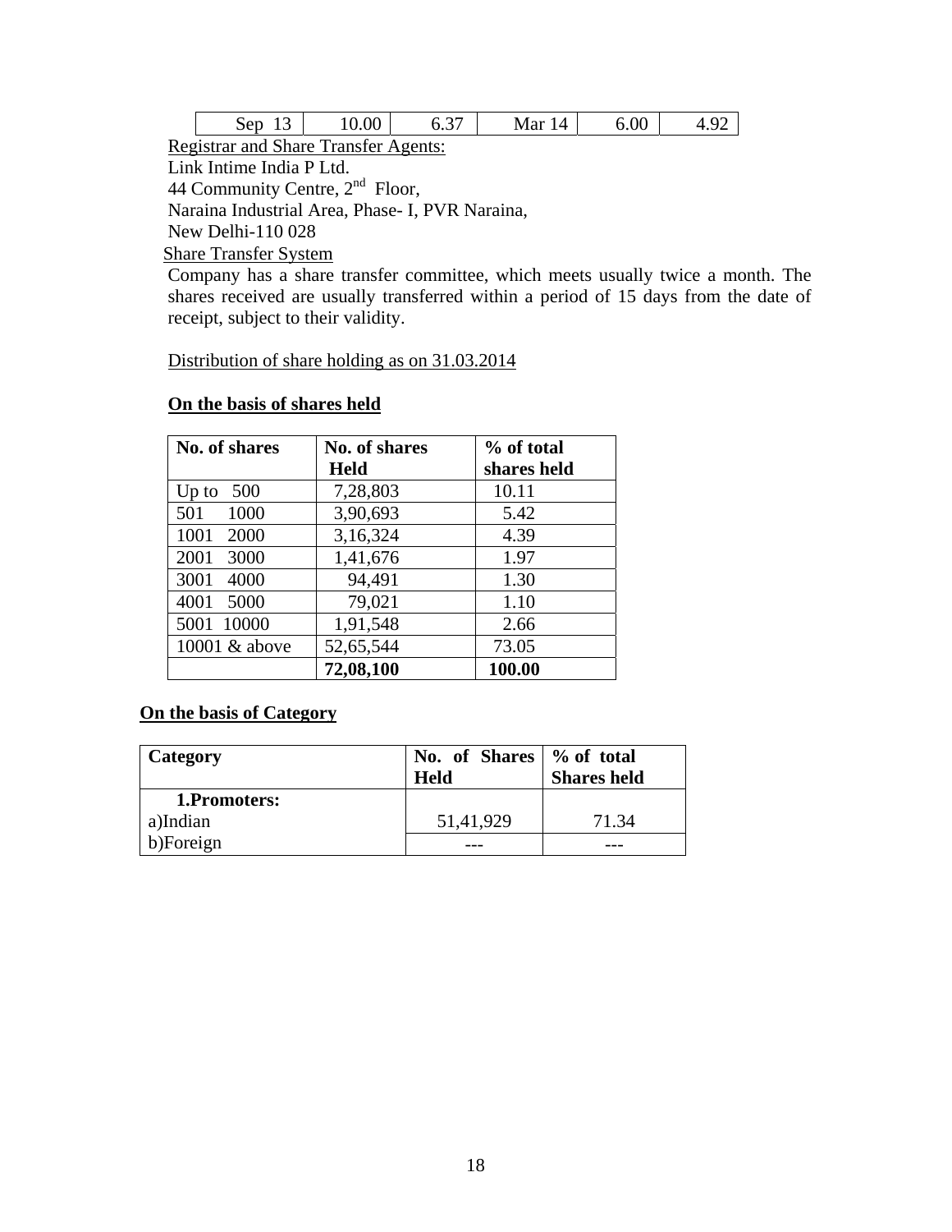| Sep 13 | 10.00 | 6.37 | Mar 14 | 6.00 | 4.92 |
|---|---|---|---|---|---|

Registrar and Share Transfer Agents:

Link Intime India P Ltd.
44 Community Centre, 2nd Floor,
Naraina Industrial Area, Phase- I, PVR Naraina,
New Delhi-110 028

Share Transfer System

Company has a share transfer committee, which meets usually twice a month. The shares received are usually transferred within a period of 15 days from the date of receipt, subject to their validity.

Distribution of share holding as on 31.03.2014

**On the basis of shares held**

| No. of shares | No. of shares Held | % of total shares held |
|---|---|---|
| Up to 500 | 7,28,803 | 10.11 |
| 501 1000 | 3,90,693 | 5.42 |
| 1001 2000 | 3,16,324 | 4.39 |
| 2001 3000 | 1,41,676 | 1.97 |
| 3001 4000 | 94,491 | 1.30 |
| 4001 5000 | 79,021 | 1.10 |
| 5001 10000 | 1,91,548 | 2.66 |
| 10001 & above | 52,65,544 | 73.05 |
| | **72,08,100** | **100.00** |

**On the basis of Category**

| Category | No. of Shares Held | % of total Shares held |
|---|---|---|
| **1.Promoters:** | | |
| a)Indian | 51,41,929 | 71.34 |
| b)Foreign | --- | --- |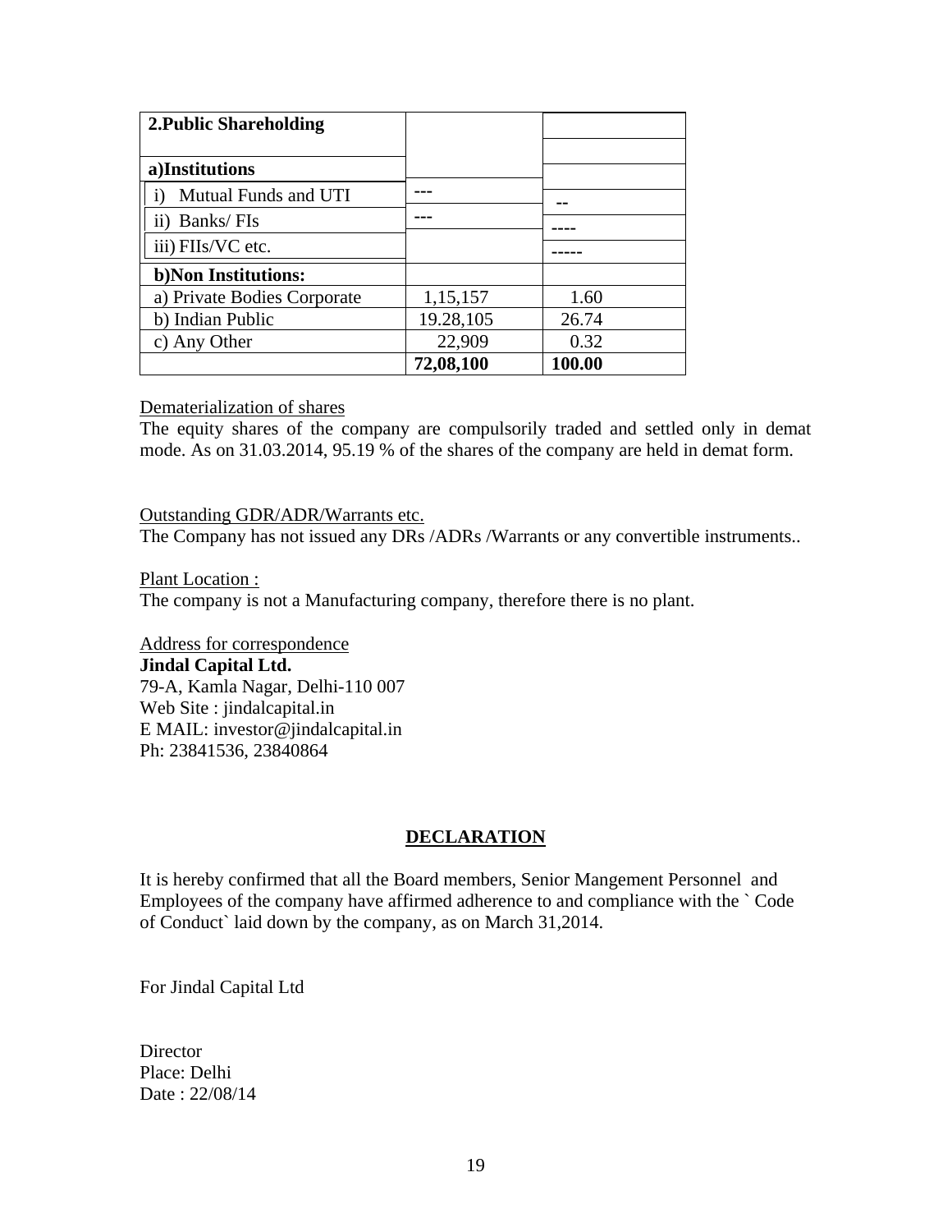| 2.Public Shareholding | | |
|---|---|---|
| a)Institutions | | |
| i) Mutual Funds and UTI | --- | -- |
| ii) Banks/ FIs | --- | ---- |
| iii) FIIs/VC etc. | | ----- |
| **b)Non Institutions:** | | |
| a) Private Bodies Corporate | 1,15,157 | 1.60 |
| b) Indian Public | 19.28,105 | 26.74 |
| c) Any Other | 22,909 | 0.32 |
| | **72,08,100** | **100.00** |

Dematerialization of shares

The equity shares of the company are compulsorily traded and settled only in demat mode. As on 31.03.2014, 95.19 % of the shares of the company are held in demat form.

Outstanding GDR/ADR/Warrants etc.

The Company has not issued any DRs /ADRs /Warrants or any convertible instruments..

Plant Location :

The company is not a Manufacturing company, therefore there is no plant.

Address for correspondence

**Jindal Capital Ltd.**
79-A, Kamla Nagar, Delhi-110 007
Web Site : jindalcapital.in
E MAIL: investor@jindalcapital.in
Ph: 23841536, 23840864

## DECLARATION

It is hereby confirmed that all the Board members, Senior Mangement Personnel and Employees of the company have affirmed adherence to and compliance with the ` Code of Conduct` laid down by the company, as on March 31,2014.

For Jindal Capital Ltd

Director
Place: Delhi
Date : 22/08/14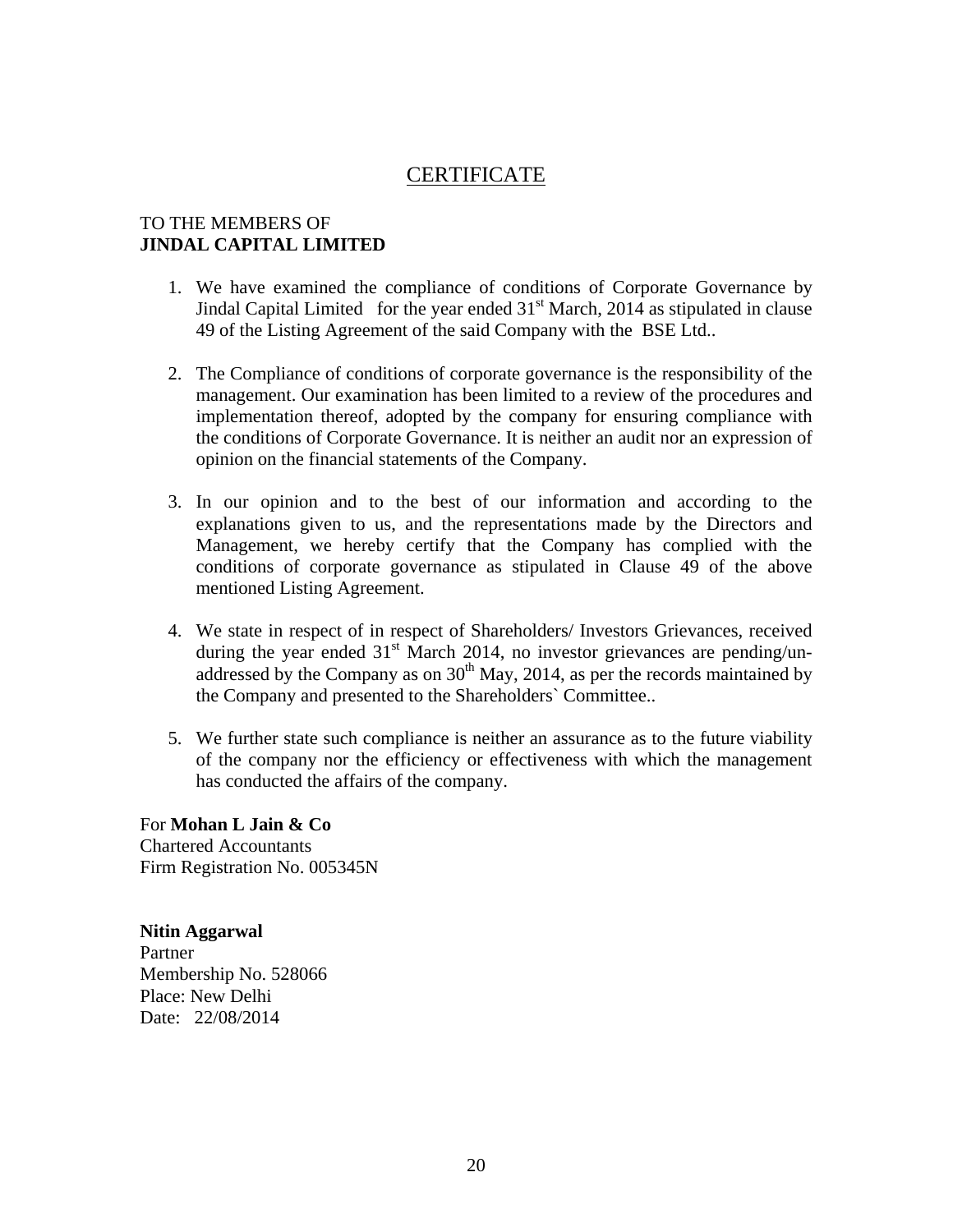# CERTIFICATE

TO THE MEMBERS OF
**JINDAL CAPITAL LIMITED**

1. We have examined the compliance of conditions of Corporate Governance by Jindal Capital Limited for the year ended 31st March, 2014 as stipulated in clause 49 of the Listing Agreement of the said Company with the BSE Ltd..

2. The Compliance of conditions of corporate governance is the responsibility of the management. Our examination has been limited to a review of the procedures and implementation thereof, adopted by the company for ensuring compliance with the conditions of Corporate Governance. It is neither an audit nor an expression of opinion on the financial statements of the Company.

3. In our opinion and to the best of our information and according to the explanations given to us, and the representations made by the Directors and Management, we hereby certify that the Company has complied with the conditions of corporate governance as stipulated in Clause 49 of the above mentioned Listing Agreement.

4. We state in respect of in respect of Shareholders/ Investors Grievances, received during the year ended 31st March 2014, no investor grievances are pending/un-addressed by the Company as on 30th May, 2014, as per the records maintained by the Company and presented to the Shareholders` Committee..

5. We further state such compliance is neither an assurance as to the future viability of the company nor the efficiency or effectiveness with which the management has conducted the affairs of the company.

For **Mohan L Jain & Co**
Chartered Accountants
Firm Registration No. 005345N

**Nitin Aggarwal**
Partner
Membership No. 528066
Place: New Delhi
Date: 22/08/2014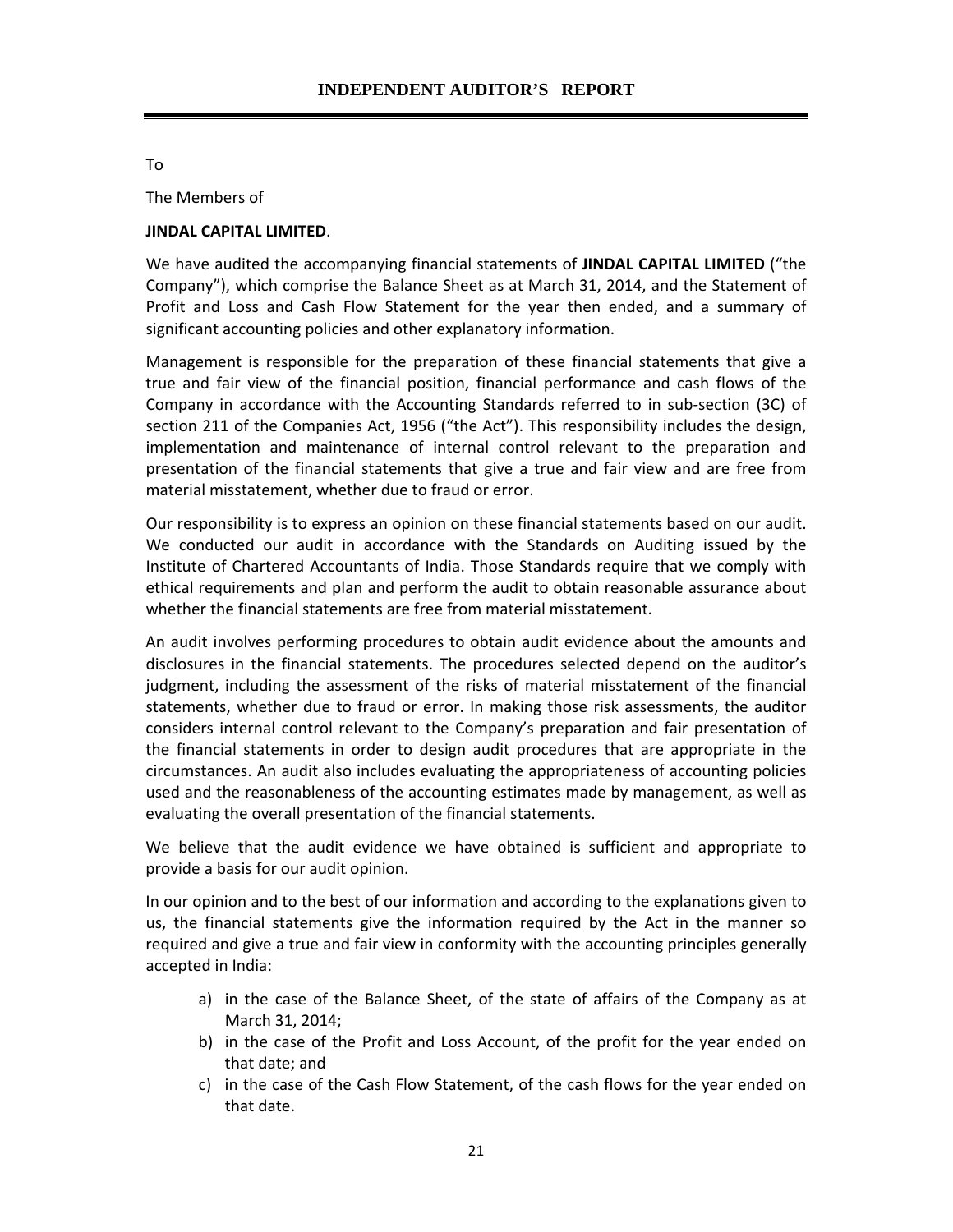# INDEPENDENT AUDITOR'S REPORT

To

The Members of

**JINDAL CAPITAL LIMITED**.

We have audited the accompanying financial statements of **JINDAL CAPITAL LIMITED** ("the Company"), which comprise the Balance Sheet as at March 31, 2014, and the Statement of Profit and Loss and Cash Flow Statement for the year then ended, and a summary of significant accounting policies and other explanatory information.

Management is responsible for the preparation of these financial statements that give a true and fair view of the financial position, financial performance and cash flows of the Company in accordance with the Accounting Standards referred to in sub-section (3C) of section 211 of the Companies Act, 1956 ("the Act"). This responsibility includes the design, implementation and maintenance of internal control relevant to the preparation and presentation of the financial statements that give a true and fair view and are free from material misstatement, whether due to fraud or error.

Our responsibility is to express an opinion on these financial statements based on our audit. We conducted our audit in accordance with the Standards on Auditing issued by the Institute of Chartered Accountants of India. Those Standards require that we comply with ethical requirements and plan and perform the audit to obtain reasonable assurance about whether the financial statements are free from material misstatement.

An audit involves performing procedures to obtain audit evidence about the amounts and disclosures in the financial statements. The procedures selected depend on the auditor's judgment, including the assessment of the risks of material misstatement of the financial statements, whether due to fraud or error. In making those risk assessments, the auditor considers internal control relevant to the Company's preparation and fair presentation of the financial statements in order to design audit procedures that are appropriate in the circumstances. An audit also includes evaluating the appropriateness of accounting policies used and the reasonableness of the accounting estimates made by management, as well as evaluating the overall presentation of the financial statements.

We believe that the audit evidence we have obtained is sufficient and appropriate to provide a basis for our audit opinion.

In our opinion and to the best of our information and according to the explanations given to us, the financial statements give the information required by the Act in the manner so required and give a true and fair view in conformity with the accounting principles generally accepted in India:

a) in the case of the Balance Sheet, of the state of affairs of the Company as at March 31, 2014;
b) in the case of the Profit and Loss Account, of the profit for the year ended on that date; and
c) in the case of the Cash Flow Statement, of the cash flows for the year ended on that date.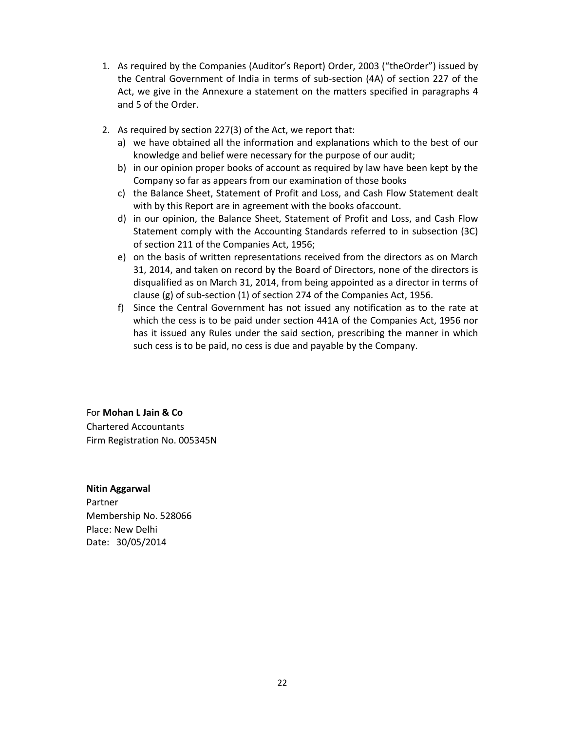1. As required by the Companies (Auditor's Report) Order, 2003 ("theOrder") issued by the Central Government of India in terms of sub-section (4A) of section 227 of the Act, we give in the Annexure a statement on the matters specified in paragraphs 4 and 5 of the Order.

2. As required by section 227(3) of the Act, we report that:
   a) we have obtained all the information and explanations which to the best of our knowledge and belief were necessary for the purpose of our audit;
   b) in our opinion proper books of account as required by law have been kept by the Company so far as appears from our examination of those books
   c) the Balance Sheet, Statement of Profit and Loss, and Cash Flow Statement dealt with by this Report are in agreement with the books ofaccount.
   d) in our opinion, the Balance Sheet, Statement of Profit and Loss, and Cash Flow Statement comply with the Accounting Standards referred to in subsection (3C) of section 211 of the Companies Act, 1956;
   e) on the basis of written representations received from the directors as on March 31, 2014, and taken on record by the Board of Directors, none of the directors is disqualified as on March 31, 2014, from being appointed as a director in terms of clause (g) of sub-section (1) of section 274 of the Companies Act, 1956.
   f) Since the Central Government has not issued any notification as to the rate at which the cess is to be paid under section 441A of the Companies Act, 1956 nor has it issued any Rules under the said section, prescribing the manner in which such cess is to be paid, no cess is due and payable by the Company.

For **Mohan L Jain & Co**
Chartered Accountants
Firm Registration No. 005345N

**Nitin Aggarwal**
Partner
Membership No. 528066
Place: New Delhi
Date: 30/05/2014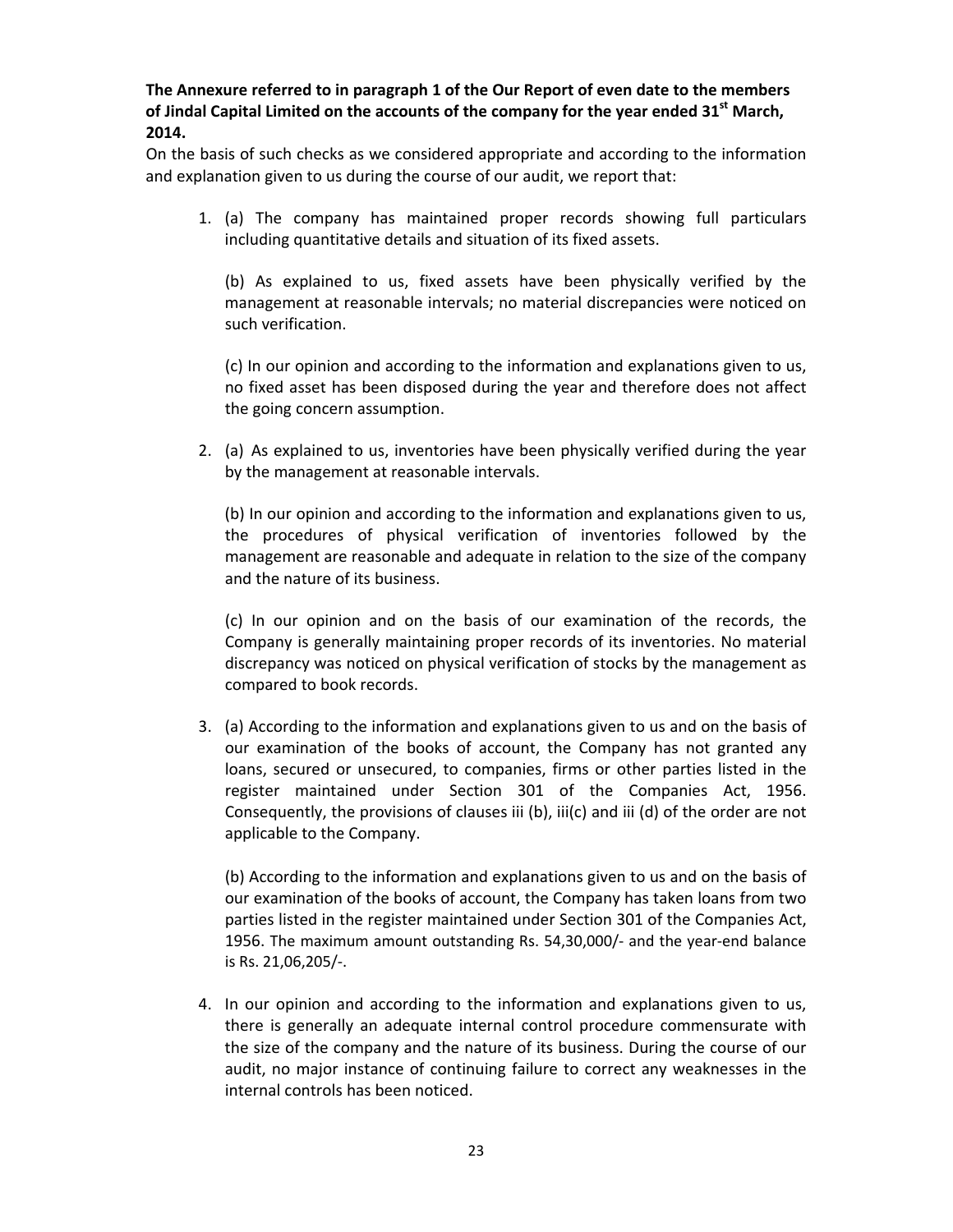**The Annexure referred to in paragraph 1 of the Our Report of even date to the members of Jindal Capital Limited on the accounts of the company for the year ended 31st March, 2014.**

On the basis of such checks as we considered appropriate and according to the information and explanation given to us during the course of our audit, we report that:

1. (a) The company has maintained proper records showing full particulars including quantitative details and situation of its fixed assets.

   (b) As explained to us, fixed assets have been physically verified by the management at reasonable intervals; no material discrepancies were noticed on such verification.

   (c) In our opinion and according to the information and explanations given to us, no fixed asset has been disposed during the year and therefore does not affect the going concern assumption.

2. (a) As explained to us, inventories have been physically verified during the year by the management at reasonable intervals.

   (b) In our opinion and according to the information and explanations given to us, the procedures of physical verification of inventories followed by the management are reasonable and adequate in relation to the size of the company and the nature of its business.

   (c) In our opinion and on the basis of our examination of the records, the Company is generally maintaining proper records of its inventories. No material discrepancy was noticed on physical verification of stocks by the management as compared to book records.

3. (a) According to the information and explanations given to us and on the basis of our examination of the books of account, the Company has not granted any loans, secured or unsecured, to companies, firms or other parties listed in the register maintained under Section 301 of the Companies Act, 1956. Consequently, the provisions of clauses iii (b), iii(c) and iii (d) of the order are not applicable to the Company.

   (b) According to the information and explanations given to us and on the basis of our examination of the books of account, the Company has taken loans from two parties listed in the register maintained under Section 301 of the Companies Act, 1956. The maximum amount outstanding Rs. 54,30,000/- and the year-end balance is Rs. 21,06,205/-.

4. In our opinion and according to the information and explanations given to us, there is generally an adequate internal control procedure commensurate with the size of the company and the nature of its business. During the course of our audit, no major instance of continuing failure to correct any weaknesses in the internal controls has been noticed.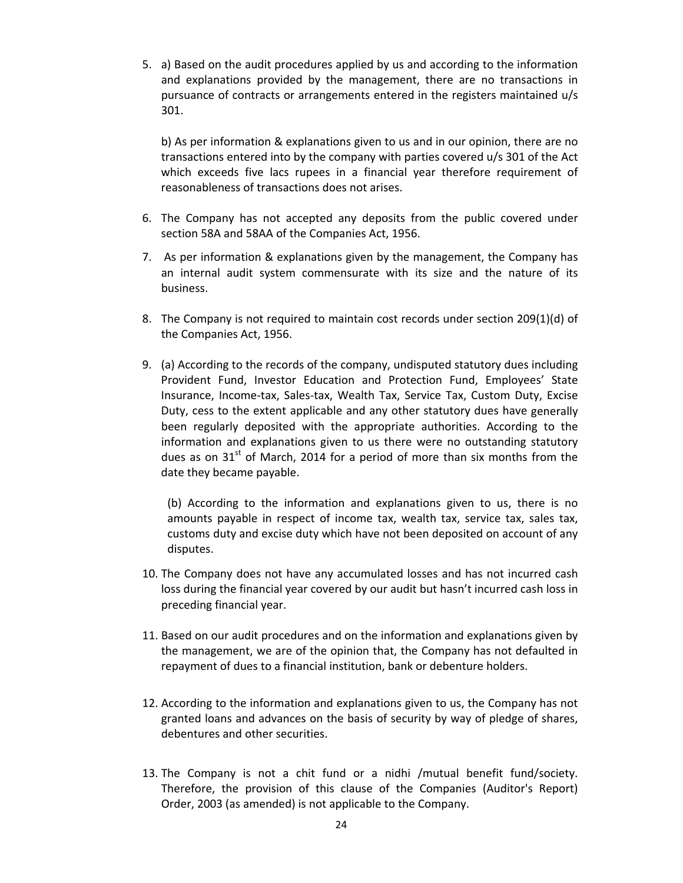5. a) Based on the audit procedures applied by us and according to the information and explanations provided by the management, there are no transactions in pursuance of contracts or arrangements entered in the registers maintained u/s 301.

   b) As per information & explanations given to us and in our opinion, there are no transactions entered into by the company with parties covered u/s 301 of the Act which exceeds five lacs rupees in a financial year therefore requirement of reasonableness of transactions does not arises.

6. The Company has not accepted any deposits from the public covered under section 58A and 58AA of the Companies Act, 1956.

7. As per information & explanations given by the management, the Company has an internal audit system commensurate with its size and the nature of its business.

8. The Company is not required to maintain cost records under section 209(1)(d) of the Companies Act, 1956.

9. (a) According to the records of the company, undisputed statutory dues including Provident Fund, Investor Education and Protection Fund, Employees' State Insurance, Income-tax, Sales-tax, Wealth Tax, Service Tax, Custom Duty, Excise Duty, cess to the extent applicable and any other statutory dues have generally been regularly deposited with the appropriate authorities. According to the information and explanations given to us there were no outstanding statutory dues as on 31st of March, 2014 for a period of more than six months from the date they became payable.

   (b) According to the information and explanations given to us, there is no amounts payable in respect of income tax, wealth tax, service tax, sales tax, customs duty and excise duty which have not been deposited on account of any disputes.

10. The Company does not have any accumulated losses and has not incurred cash loss during the financial year covered by our audit but hasn't incurred cash loss in preceding financial year.

11. Based on our audit procedures and on the information and explanations given by the management, we are of the opinion that, the Company has not defaulted in repayment of dues to a financial institution, bank or debenture holders.

12. According to the information and explanations given to us, the Company has not granted loans and advances on the basis of security by way of pledge of shares, debentures and other securities.

13. The Company is not a chit fund or a nidhi /mutual benefit fund/society. Therefore, the provision of this clause of the Companies (Auditor's Report) Order, 2003 (as amended) is not applicable to the Company.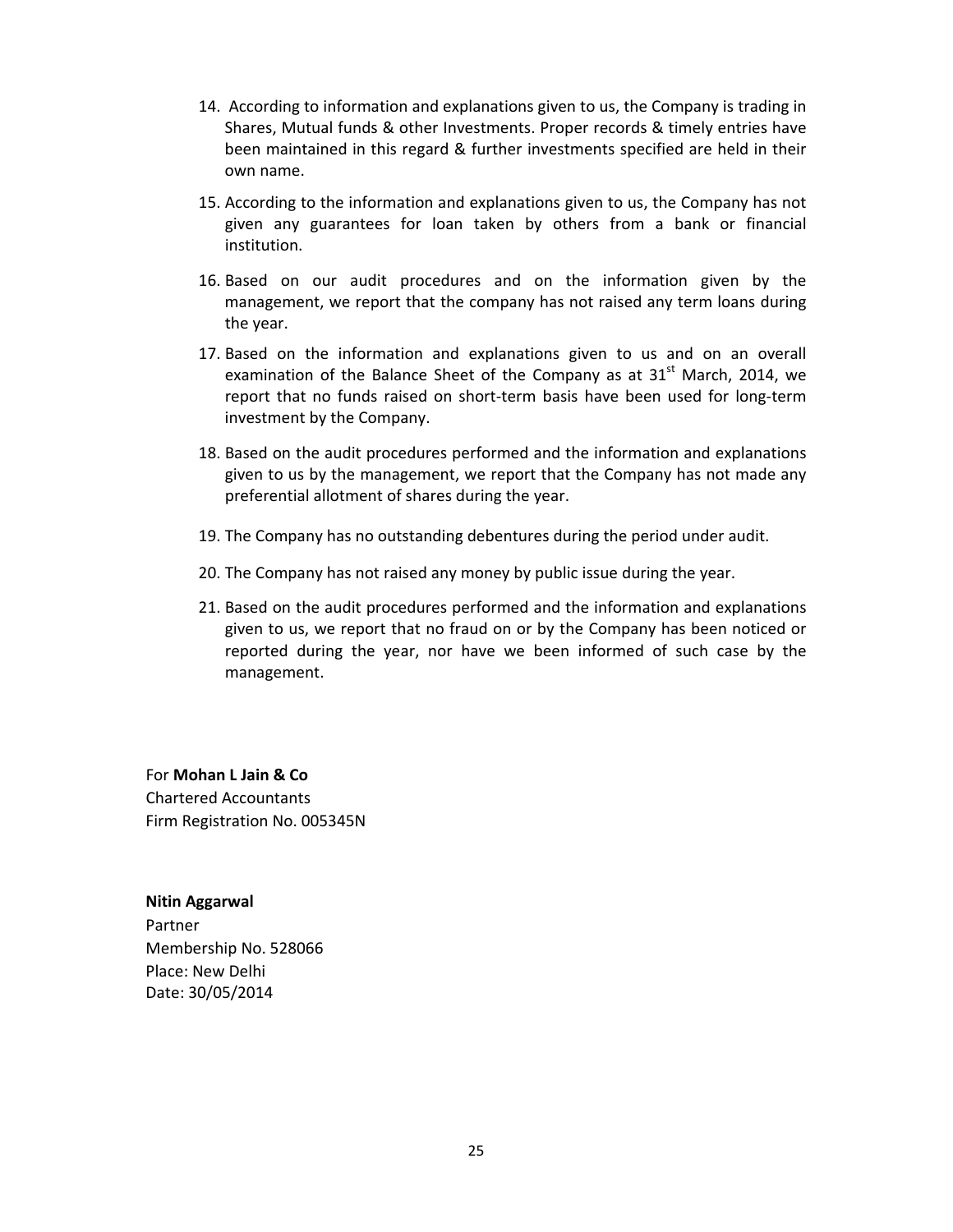14. According to information and explanations given to us, the Company is trading in Shares, Mutual funds & other Investments. Proper records & timely entries have been maintained in this regard & further investments specified are held in their own name.

15. According to the information and explanations given to us, the Company has not given any guarantees for loan taken by others from a bank or financial institution.

16. Based on our audit procedures and on the information given by the management, we report that the company has not raised any term loans during the year.

17. Based on the information and explanations given to us and on an overall examination of the Balance Sheet of the Company as at 31st March, 2014, we report that no funds raised on short-term basis have been used for long-term investment by the Company.

18. Based on the audit procedures performed and the information and explanations given to us by the management, we report that the Company has not made any preferential allotment of shares during the year.

19. The Company has no outstanding debentures during the period under audit.

20. The Company has not raised any money by public issue during the year.

21. Based on the audit procedures performed and the information and explanations given to us, we report that no fraud on or by the Company has been noticed or reported during the year, nor have we been informed of such case by the management.

For **Mohan L Jain & Co**
Chartered Accountants
Firm Registration No. 005345N

**Nitin Aggarwal**
Partner
Membership No. 528066
Place: New Delhi
Date: 30/05/2014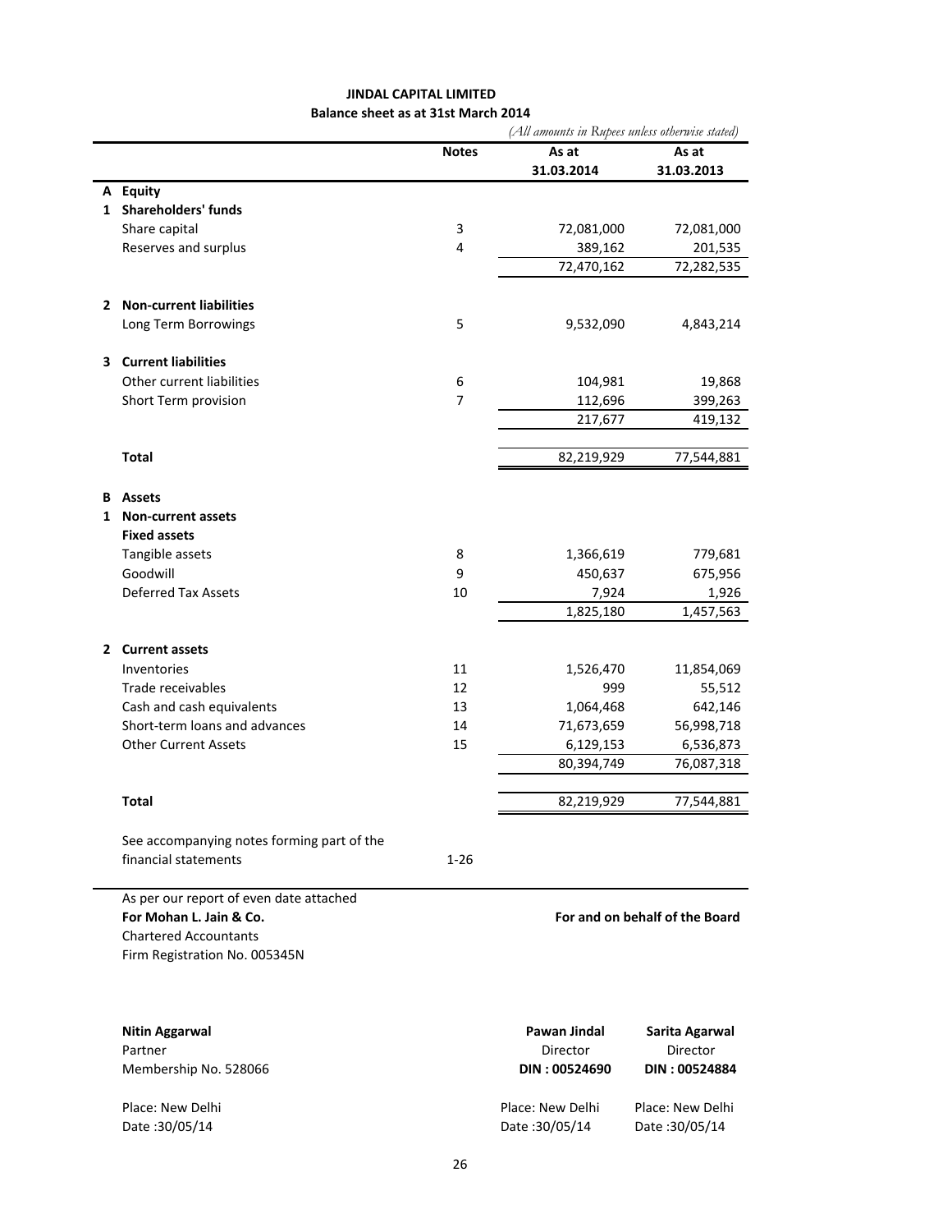# JINDAL CAPITAL LIMITED

## Balance sheet as at 31st March 2014

*(All amounts in Rupees unless otherwise stated)*

| | | Notes | As at 31.03.2014 | As at 31.03.2013 |
|---|---|---|---|---|
| **A** | **Equity** | | | |
| **1** | **Shareholders' funds** | | | |
| | Share capital | 3 | 72,081,000 | 72,081,000 |
| | Reserves and surplus | 4 | 389,162 | 201,535 |
| | | | 72,470,162 | 72,282,535 |
| **2** | **Non-current liabilities** | | | |
| | Long Term Borrowings | 5 | 9,532,090 | 4,843,214 |
| **3** | **Current liabilities** | | | |
| | Other current liabilities | 6 | 104,981 | 19,868 |
| | Short Term provision | 7 | 112,696 | 399,263 |
| | | | 217,677 | 419,132 |
| | **Total** | | 82,219,929 | 77,544,881 |
| **B** | **Assets** | | | |
| **1** | **Non-current assets** | | | |
| | **Fixed assets** | | | |
| | Tangible assets | 8 | 1,366,619 | 779,681 |
| | Goodwill | 9 | 450,637 | 675,956 |
| | Deferred Tax Assets | 10 | 7,924 | 1,926 |
| | | | 1,825,180 | 1,457,563 |
| **2** | **Current assets** | | | |
| | Inventories | 11 | 1,526,470 | 11,854,069 |
| | Trade receivables | 12 | 999 | 55,512 |
| | Cash and cash equivalents | 13 | 1,064,468 | 642,146 |
| | Short-term loans and advances | 14 | 71,673,659 | 56,998,718 |
| | Other Current Assets | 15 | 6,129,153 | 6,536,873 |
| | | | 80,394,749 | 76,087,318 |
| | **Total** | | 82,219,929 | 77,544,881 |
| | See accompanying notes forming part of the financial statements | 1-26 | | |

As per our report of even date attached
**For Mohan L. Jain & Co.**
Chartered Accountants
Firm Registration No. 005345N

**For and on behalf of the Board**

| | | |
|---|---|---|
| **Nitin Aggarwal** | **Pawan Jindal** | **Sarita Agarwal** |
| Partner | Director | Director |
| Membership No. 528066 | **DIN : 00524690** | **DIN : 00524884** |
| Place: New Delhi | Place: New Delhi | Place: New Delhi |
| Date :30/05/14 | Date :30/05/14 | Date :30/05/14 |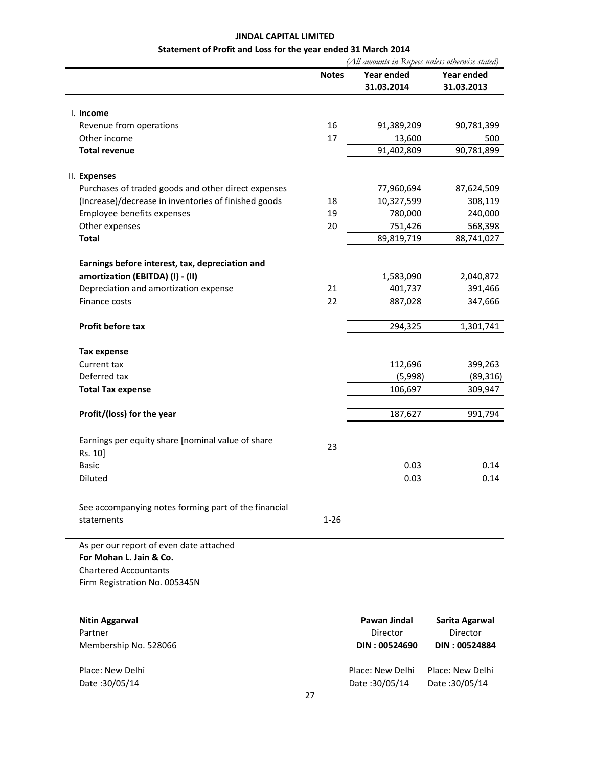# JINDAL CAPITAL LIMITED

## Statement of Profit and Loss for the year ended 31 March 2014

*(All amounts in Rupees unless otherwise stated)*

| | Notes | Year ended 31.03.2014 | Year ended 31.03.2013 |
|---|---|---|---|
| I. **Income** | | | |
| Revenue from operations | 16 | 91,389,209 | 90,781,399 |
| Other income | 17 | 13,600 | 500 |
| **Total revenue** | | 91,402,809 | 90,781,899 |
| II. **Expenses** | | | |
| Purchases of traded goods and other direct expenses | | 77,960,694 | 87,624,509 |
| (Increase)/decrease in inventories of finished goods | 18 | 10,327,599 | 308,119 |
| Employee benefits expenses | 19 | 780,000 | 240,000 |
| Other expenses | 20 | 751,426 | 568,398 |
| **Total** | | 89,819,719 | 88,741,027 |
| **Earnings before interest, tax, depreciation and amortization (EBITDA) (I) - (II)** | | 1,583,090 | 2,040,872 |
| Depreciation and amortization expense | 21 | 401,737 | 391,466 |
| Finance costs | 22 | 887,028 | 347,666 |
| **Profit before tax** | | 294,325 | 1,301,741 |
| **Tax expense** | | | |
| Current tax | | 112,696 | 399,263 |
| Deferred tax | | (5,998) | (89,316) |
| **Total Tax expense** | | 106,697 | 309,947 |
| **Profit/(loss) for the year** | | 187,627 | 991,794 |
| Earnings per equity share [nominal value of share Rs. 10] | 23 | | |
| Basic | | 0.03 | 0.14 |
| Diluted | | 0.03 | 0.14 |
| See accompanying notes forming part of the financial statements | 1-26 | | |

As per our report of even date attached
**For Mohan L. Jain & Co.**
Chartered Accountants
Firm Registration No. 005345N

**Nitin Aggarwal**
Partner
Membership No. 528066

Place: New Delhi
Date :30/05/14

**Pawan Jindal**
Director
**DIN : 00524690**
Place: New Delhi
Date :30/05/14

**Sarita Agarwal**
Director
**DIN : 00524884**
Place: New Delhi
Date :30/05/14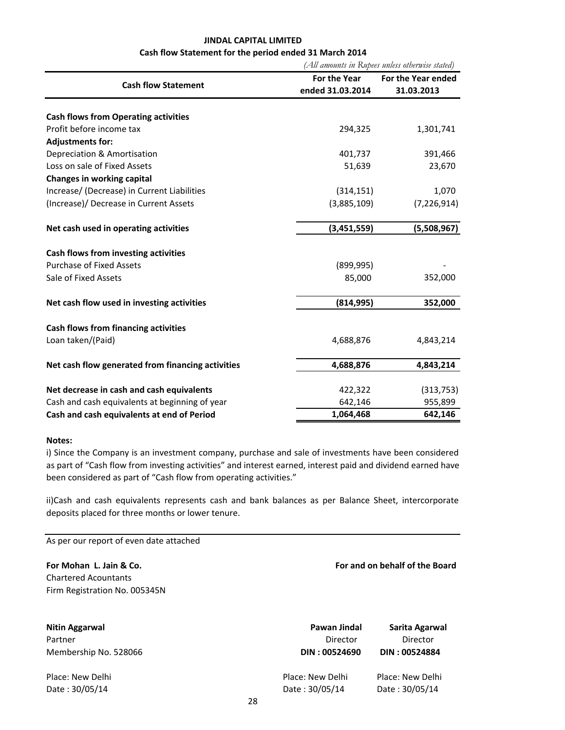**JINDAL CAPITAL LIMITED**

**Cash flow Statement for the period ended 31 March 2014**

*(All amounts in Rupees unless otherwise stated)*

| Cash flow Statement | For the Year ended 31.03.2014 | For the Year ended 31.03.2013 |
|---|---|---|
| **Cash flows from Operating activities** | | |
| Profit before income tax | 294,325 | 1,301,741 |
| **Adjustments for:** | | |
| Depreciation & Amortisation | 401,737 | 391,466 |
| Loss on sale of Fixed Assets | 51,639 | 23,670 |
| **Changes in working capital** | | |
| Increase/ (Decrease) in Current Liabilities | (314,151) | 1,070 |
| (Increase)/ Decrease in Current Assets | (3,885,109) | (7,226,914) |
| **Net cash used in operating activities** | **(3,451,559)** | **(5,508,967)** |
| **Cash flows from investing activities** | | |
| Purchase of Fixed Assets | (899,995) | - |
| Sale of Fixed Assets | 85,000 | 352,000 |
| **Net cash flow used in investing activities** | **(814,995)** | **352,000** |
| **Cash flows from financing activities** | | |
| Loan taken/(Paid) | 4,688,876 | 4,843,214 |
| **Net cash flow generated from financing activities** | **4,688,876** | **4,843,214** |
| **Net decrease in cash and cash equivalents** | 422,322 | (313,753) |
| Cash and cash equivalents at beginning of year | 642,146 | 955,899 |
| **Cash and cash equivalents at end of Period** | **1,064,468** | **642,146** |

**Notes:**

i) Since the Company is an investment company, purchase and sale of investments have been considered as part of "Cash flow from investing activities" and interest earned, interest paid and dividend earned have been considered as part of "Cash flow from operating activities."

ii)Cash and cash equivalents represents cash and bank balances as per Balance Sheet, intercorporate deposits placed for three months or lower tenure.

As per our report of even date attached

**For Mohan L. Jain & Co.**
Chartered Acountants
Firm Registration No. 005345N

**For and on behalf of the Board**

**Nitin Aggarwal**
Partner
Membership No. 528066

Place: New Delhi
Date : 30/05/14

**Pawan Jindal**
Director
**DIN : 00524690**

Place: New Delhi
Date : 30/05/14

**Sarita Agarwal**
Director
**DIN : 00524884**

Place: New Delhi
Date : 30/05/14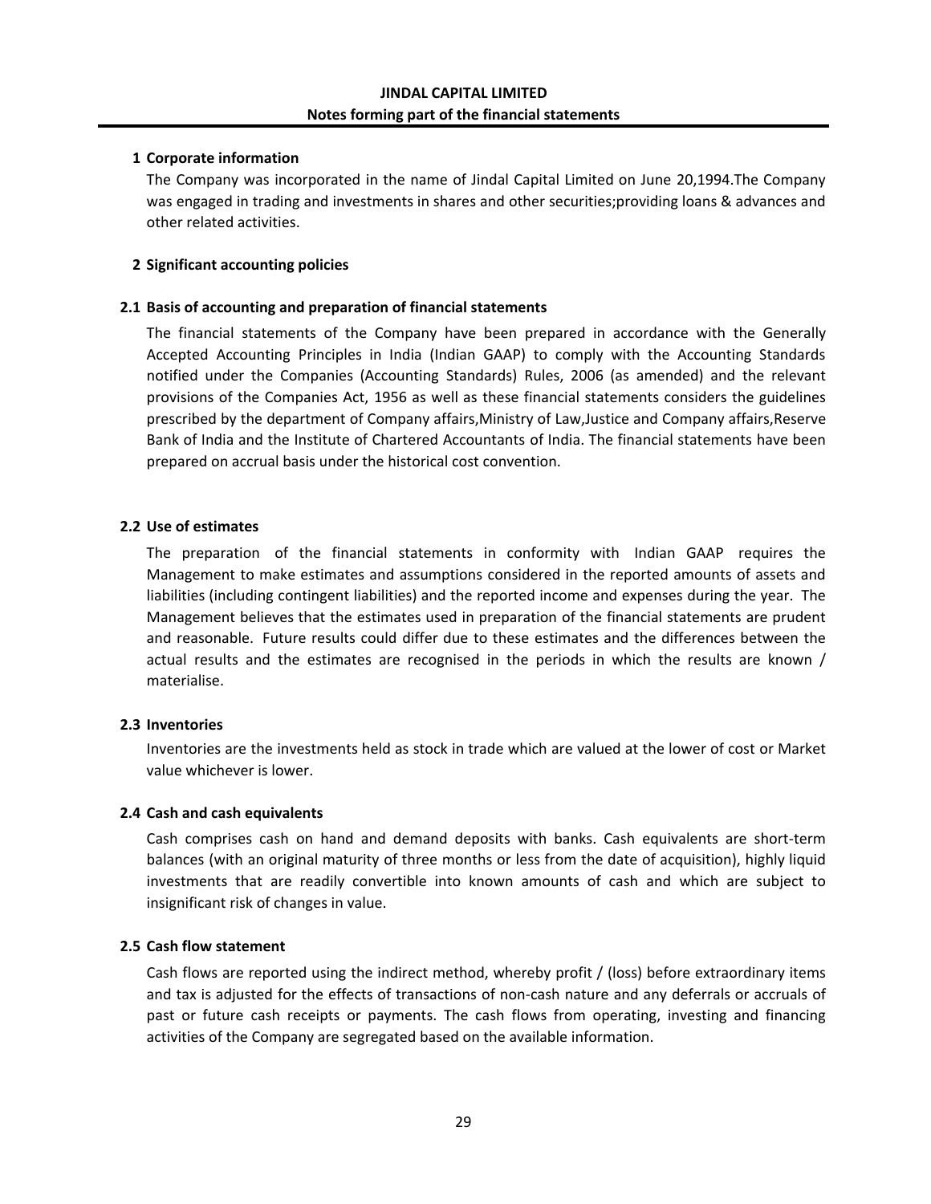# JINDAL CAPITAL LIMITED

## Notes forming part of the financial statements

### 1 Corporate information

The Company was incorporated in the name of Jindal Capital Limited on June 20,1994.The Company was engaged in trading and investments in shares and other securities;providing loans & advances and other related activities.

### 2 Significant accounting policies

### 2.1 Basis of accounting and preparation of financial statements

The financial statements of the Company have been prepared in accordance with the Generally Accepted Accounting Principles in India (Indian GAAP) to comply with the Accounting Standards notified under the Companies (Accounting Standards) Rules, 2006 (as amended) and the relevant provisions of the Companies Act, 1956 as well as these financial statements considers the guidelines prescribed by the department of Company affairs,Ministry of Law,Justice and Company affairs,Reserve Bank of India and the Institute of Chartered Accountants of India. The financial statements have been prepared on accrual basis under the historical cost convention.

### 2.2 Use of estimates

The preparation of the financial statements in conformity with Indian GAAP requires the Management to make estimates and assumptions considered in the reported amounts of assets and liabilities (including contingent liabilities) and the reported income and expenses during the year. The Management believes that the estimates used in preparation of the financial statements are prudent and reasonable. Future results could differ due to these estimates and the differences between the actual results and the estimates are recognised in the periods in which the results are known / materialise.

### 2.3 Inventories

Inventories are the investments held as stock in trade which are valued at the lower of cost or Market value whichever is lower.

### 2.4 Cash and cash equivalents

Cash comprises cash on hand and demand deposits with banks. Cash equivalents are short-term balances (with an original maturity of three months or less from the date of acquisition), highly liquid investments that are readily convertible into known amounts of cash and which are subject to insignificant risk of changes in value.

### 2.5 Cash flow statement

Cash flows are reported using the indirect method, whereby profit / (loss) before extraordinary items and tax is adjusted for the effects of transactions of non-cash nature and any deferrals or accruals of past or future cash receipts or payments. The cash flows from operating, investing and financing activities of the Company are segregated based on the available information.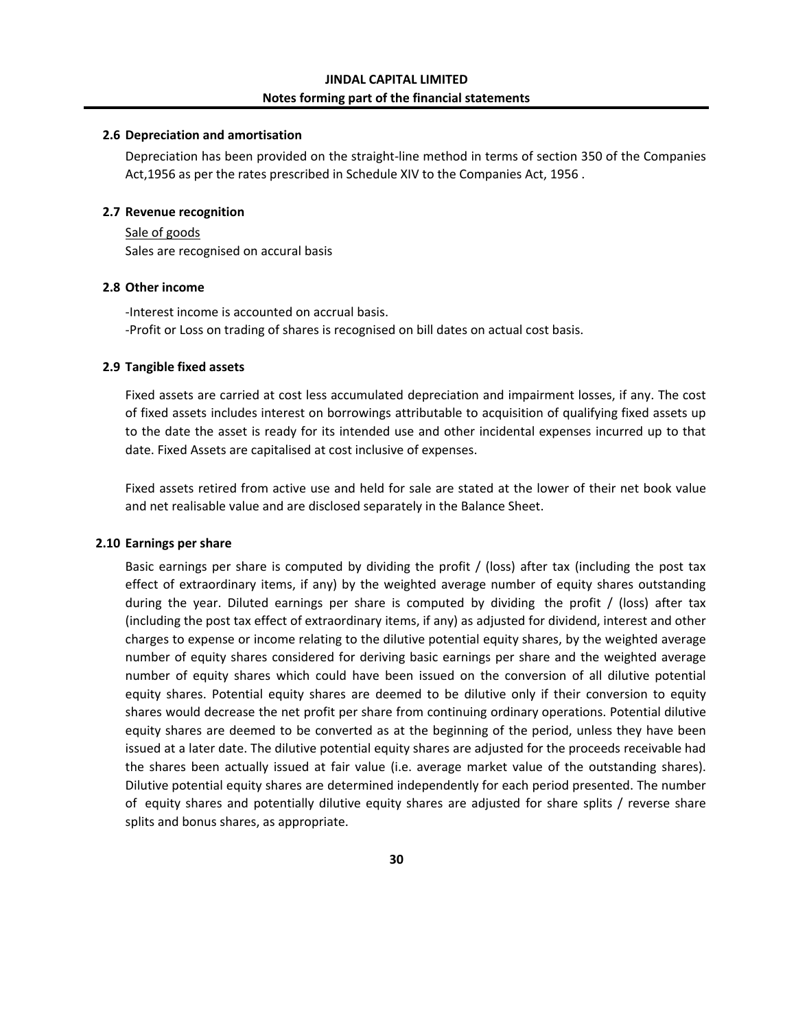**JINDAL CAPITAL LIMITED**

**Notes forming part of the financial statements**

### 2.6 Depreciation and amortisation

Depreciation has been provided on the straight-line method in terms of section 350 of the Companies Act,1956 as per the rates prescribed in Schedule XIV to the Companies Act, 1956 .

### 2.7 Revenue recognition

<u>Sale of goods</u>

Sales are recognised on accural basis

### 2.8 Other income

-Interest income is accounted on accrual basis.

-Profit or Loss on trading of shares is recognised on bill dates on actual cost basis.

### 2.9 Tangible fixed assets

Fixed assets are carried at cost less accumulated depreciation and impairment losses, if any. The cost of fixed assets includes interest on borrowings attributable to acquisition of qualifying fixed assets up to the date the asset is ready for its intended use and other incidental expenses incurred up to that date. Fixed Assets are capitalised at cost inclusive of expenses.

Fixed assets retired from active use and held for sale are stated at the lower of their net book value and net realisable value and are disclosed separately in the Balance Sheet.

### 2.10 Earnings per share

Basic earnings per share is computed by dividing the profit / (loss) after tax (including the post tax effect of extraordinary items, if any) by the weighted average number of equity shares outstanding during the year. Diluted earnings per share is computed by dividing the profit / (loss) after tax (including the post tax effect of extraordinary items, if any) as adjusted for dividend, interest and other charges to expense or income relating to the dilutive potential equity shares, by the weighted average number of equity shares considered for deriving basic earnings per share and the weighted average number of equity shares which could have been issued on the conversion of all dilutive potential equity shares. Potential equity shares are deemed to be dilutive only if their conversion to equity shares would decrease the net profit per share from continuing ordinary operations. Potential dilutive equity shares are deemed to be converted as at the beginning of the period, unless they have been issued at a later date. The dilutive potential equity shares are adjusted for the proceeds receivable had the shares been actually issued at fair value (i.e. average market value of the outstanding shares). Dilutive potential equity shares are determined independently for each period presented. The number of equity shares and potentially dilutive equity shares are adjusted for share splits / reverse share splits and bonus shares, as appropriate.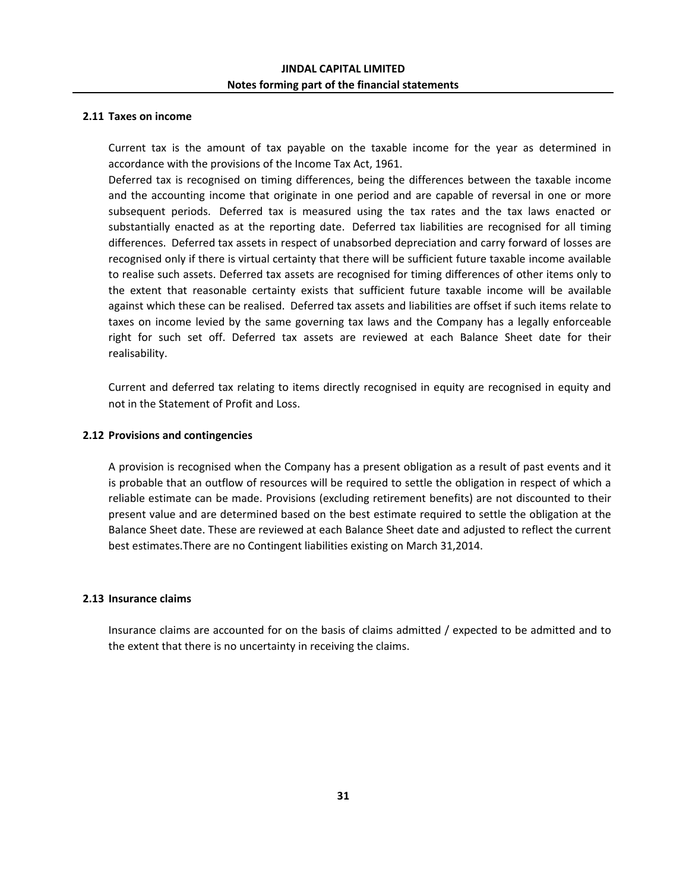## 2.11 Taxes on income

Current tax is the amount of tax payable on the taxable income for the year as determined in accordance with the provisions of the Income Tax Act, 1961.
Deferred tax is recognised on timing differences, being the differences between the taxable income and the accounting income that originate in one period and are capable of reversal in one or more subsequent periods. Deferred tax is measured using the tax rates and the tax laws enacted or substantially enacted as at the reporting date. Deferred tax liabilities are recognised for all timing differences. Deferred tax assets in respect of unabsorbed depreciation and carry forward of losses are recognised only if there is virtual certainty that there will be sufficient future taxable income available to realise such assets. Deferred tax assets are recognised for timing differences of other items only to the extent that reasonable certainty exists that sufficient future taxable income will be available against which these can be realised. Deferred tax assets and liabilities are offset if such items relate to taxes on income levied by the same governing tax laws and the Company has a legally enforceable right for such set off. Deferred tax assets are reviewed at each Balance Sheet date for their realisability.

Current and deferred tax relating to items directly recognised in equity are recognised in equity and not in the Statement of Profit and Loss.

## 2.12 Provisions and contingencies

A provision is recognised when the Company has a present obligation as a result of past events and it is probable that an outflow of resources will be required to settle the obligation in respect of which a reliable estimate can be made. Provisions (excluding retirement benefits) are not discounted to their present value and are determined based on the best estimate required to settle the obligation at the Balance Sheet date. These are reviewed at each Balance Sheet date and adjusted to reflect the current best estimates.There are no Contingent liabilities existing on March 31,2014.

## 2.13 Insurance claims

Insurance claims are accounted for on the basis of claims admitted / expected to be admitted and to the extent that there is no uncertainty in receiving the claims.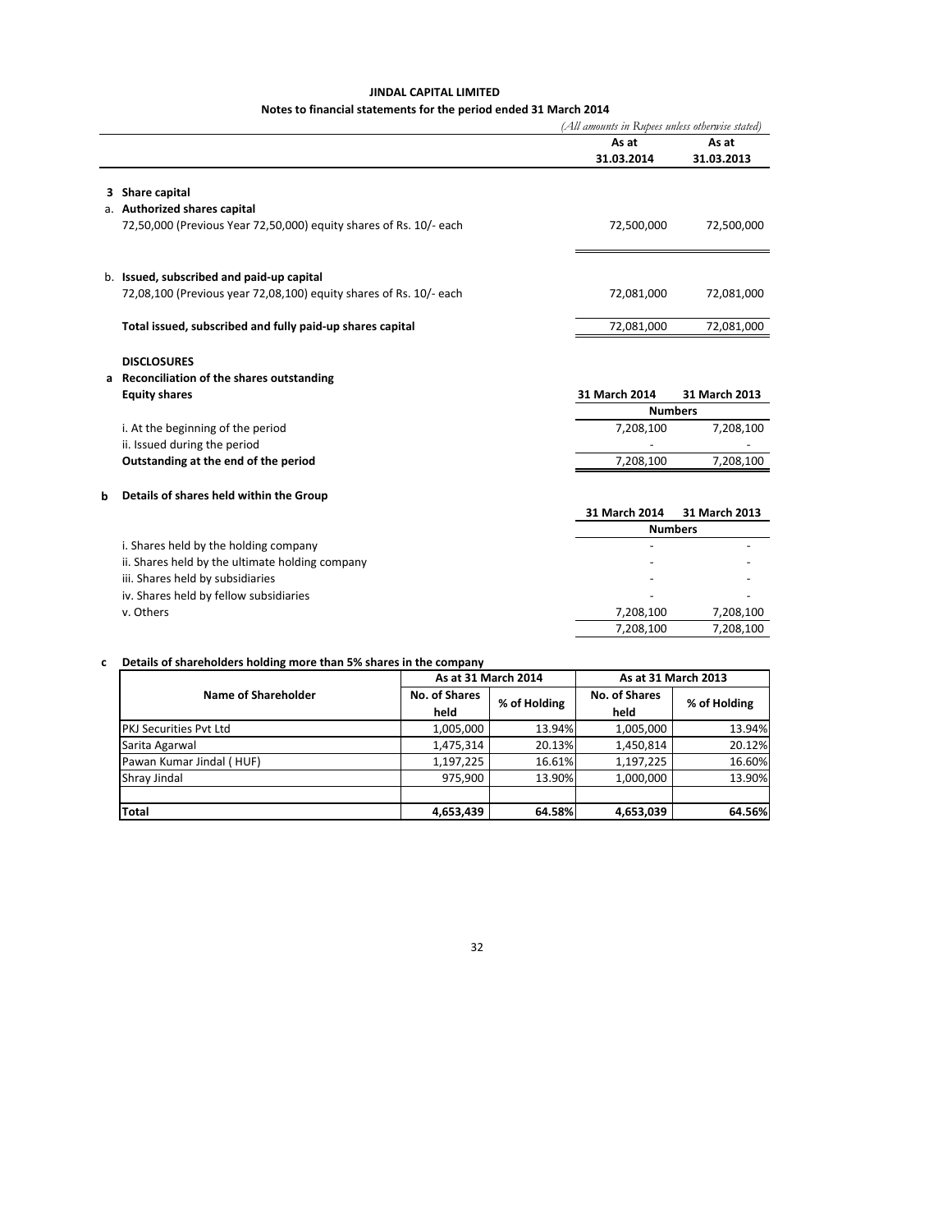**JINDAL CAPITAL LIMITED**

**Notes to financial statements for the period ended 31 March 2014**

*(All amounts in Rupees unless otherwise stated)*

| | As at 31.03.2014 | As at 31.03.2013 |
|---|---|---|
| **3 Share capital** | | |
| a. **Authorized shares capital** | | |
| 72,50,000 (Previous Year 72,50,000) equity shares of Rs. 10/- each | 72,500,000 | 72,500,000 |
| b. **Issued, subscribed and paid-up capital** | | |
| 72,08,100 (Previous year 72,08,100) equity shares of Rs. 10/- each | 72,081,000 | 72,081,000 |
| **Total issued, subscribed and fully paid-up shares capital** | 72,081,000 | 72,081,000 |

**DISCLOSURES**

**a Reconciliation of the shares outstanding**

| **Equity shares** | **31 March 2014** | **31 March 2013** |
|---|---|---|
| | **Numbers** | |
| i. At the beginning of the period | 7,208,100 | 7,208,100 |
| ii. Issued during the period | - | - |
| **Outstanding at the end of the period** | 7,208,100 | 7,208,100 |

**b Details of shares held within the Group**

| | **31 March 2014** | **31 March 2013** |
|---|---|---|
| | **Numbers** | |
| i. Shares held by the holding company | - | - |
| ii. Shares held by the ultimate holding company | - | - |
| iii. Shares held by subsidiaries | - | - |
| iv. Shares held by fellow subsidiaries | - | - |
| v. Others | 7,208,100 | 7,208,100 |
| | 7,208,100 | 7,208,100 |

**c Details of shareholders holding more than 5% shares in the company**

| Name of Shareholder | As at 31 March 2014 | | As at 31 March 2013 | |
|---|---|---|---|---|
| | No. of Shares held | % of Holding | No. of Shares held | % of Holding |
| PKJ Securities Pvt Ltd | 1,005,000 | 13.94% | 1,005,000 | 13.94% |
| Sarita Agarwal | 1,475,314 | 20.13% | 1,450,814 | 20.12% |
| Pawan Kumar Jindal ( HUF) | 1,197,225 | 16.61% | 1,197,225 | 16.60% |
| Shray Jindal | 975,900 | 13.90% | 1,000,000 | 13.90% |
| | | | | |
| **Total** | **4,653,439** | **64.58%** | **4,653,039** | **64.56%** |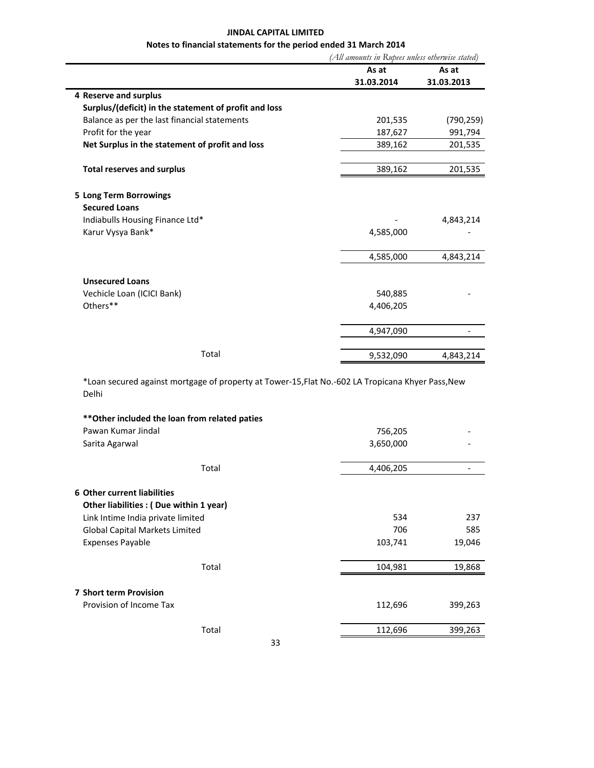**JINDAL CAPITAL LIMITED**

**Notes to financial statements for the period ended 31 March 2014**

*(All amounts in Rupees unless otherwise stated)*

| | As at 31.03.2014 | As at 31.03.2013 |
|---|---|---|
| **4 Reserve and surplus** | | |
| **Surplus/(deficit) in the statement of profit and loss** | | |
| Balance as per the last financial statements | 201,535 | (790,259) |
| Profit for the year | 187,627 | 991,794 |
| **Net Surplus in the statement of profit and loss** | 389,162 | 201,535 |
| | | |
| **Total reserves and surplus** | 389,162 | 201,535 |
| | | |
| **5 Long Term Borrowings** | | |
| **Secured Loans** | | |
| Indiabulls Housing Finance Ltd* | - | 4,843,214 |
| Karur Vysya Bank* | 4,585,000 | - |
| | 4,585,000 | 4,843,214 |
| | | |
| **Unsecured Loans** | | |
| Vechicle Loan (ICICI Bank) | 540,885 | - |
| Others** | 4,406,205 | |
| | 4,947,090 | - |
| | | |
| Total | 9,532,090 | 4,843,214 |

*Loan secured against mortgage of property at Tower-15,Flat No.-602 LA Tropicana Khyer Pass,New Delhi

| | | |
|---|---|---|
| **\*\*Other included the loan from related paties** | | |
| Pawan Kumar Jindal | 756,205 | - |
| Sarita Agarwal | 3,650,000 | - |
| Total | 4,406,205 | - |
| | | |
| **6 Other current liabilities** | | |
| **Other liabilities : ( Due within 1 year)** | | |
| Link Intime India private limited | 534 | 237 |
| Global Capital Markets Limited | 706 | 585 |
| Expenses Payable | 103,741 | 19,046 |
| Total | 104,981 | 19,868 |
| | | |
| **7 Short term Provision** | | |
| Provision of Income Tax | 112,696 | 399,263 |
| Total | 112,696 | 399,263 |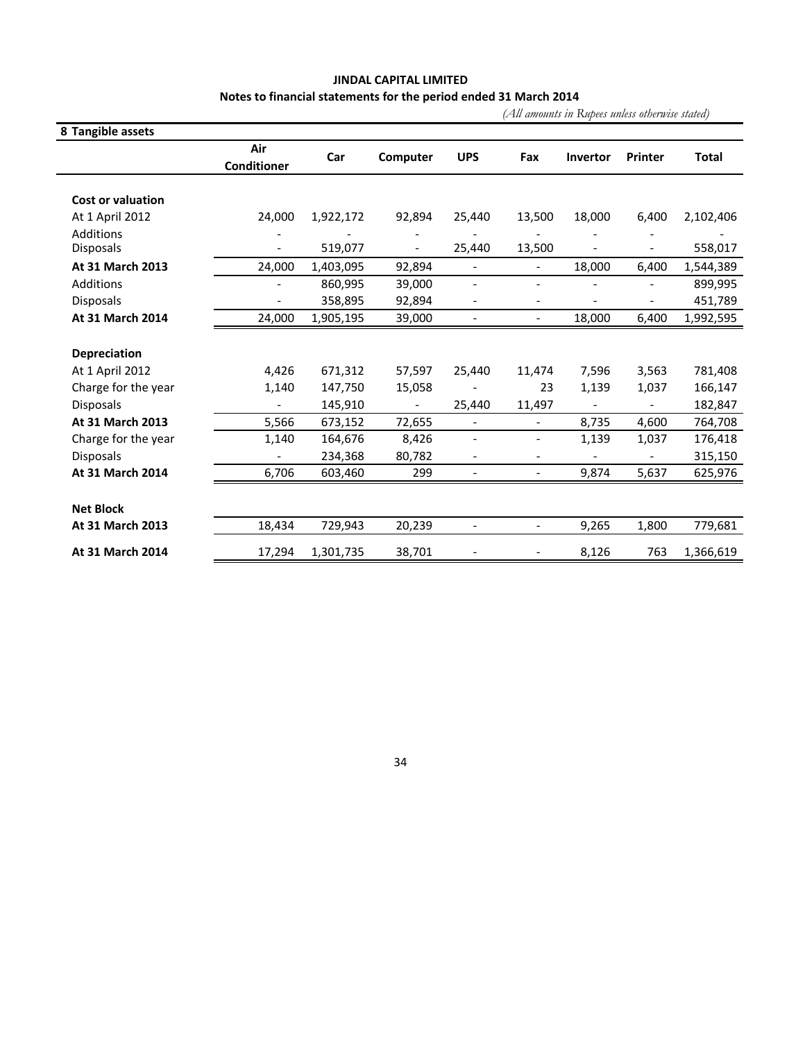**JINDAL CAPITAL LIMITED**

**Notes to financial statements for the period ended 31 March 2014**

*(All amounts in Rupees unless otherwise stated)*

**8 Tangible assets**

| | Air Conditioner | Car | Computer | UPS | Fax | Invertor | Printer | Total |
|---|---|---|---|---|---|---|---|---|
| **Cost or valuation** | | | | | | | | |
| At 1 April 2012 | 24,000 | 1,922,172 | 92,894 | 25,440 | 13,500 | 18,000 | 6,400 | 2,102,406 |
| Additions | - | - | - | - | - | - | - | - |
| Disposals | - | 519,077 | - | 25,440 | 13,500 | - | - | 558,017 |
| **At 31 March 2013** | 24,000 | 1,403,095 | 92,894 | - | - | 18,000 | 6,400 | 1,544,389 |
| Additions | - | 860,995 | 39,000 | - | - | - | - | 899,995 |
| Disposals | - | 358,895 | 92,894 | - | - | - | - | 451,789 |
| **At 31 March 2014** | 24,000 | 1,905,195 | 39,000 | - | - | 18,000 | 6,400 | 1,992,595 |
| **Depreciation** | | | | | | | | |
| At 1 April 2012 | 4,426 | 671,312 | 57,597 | 25,440 | 11,474 | 7,596 | 3,563 | 781,408 |
| Charge for the year | 1,140 | 147,750 | 15,058 | - | 23 | 1,139 | 1,037 | 166,147 |
| Disposals | - | 145,910 | - | 25,440 | 11,497 | - | - | 182,847 |
| **At 31 March 2013** | 5,566 | 673,152 | 72,655 | - | - | 8,735 | 4,600 | 764,708 |
| Charge for the year | 1,140 | 164,676 | 8,426 | - | - | 1,139 | 1,037 | 176,418 |
| Disposals | - | 234,368 | 80,782 | - | - | - | - | 315,150 |
| **At 31 March 2014** | 6,706 | 603,460 | 299 | - | - | 9,874 | 5,637 | 625,976 |
| **Net Block** | | | | | | | | |
| **At 31 March 2013** | 18,434 | 729,943 | 20,239 | - | - | 9,265 | 1,800 | 779,681 |
| **At 31 March 2014** | 17,294 | 1,301,735 | 38,701 | - | - | 8,126 | 763 | 1,366,619 |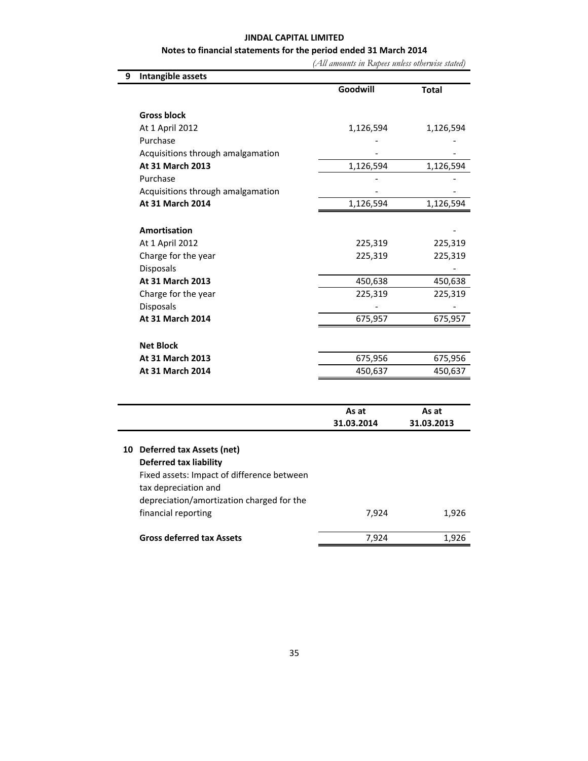**JINDAL CAPITAL LIMITED**

**Notes to financial statements for the period ended 31 March 2014**

*(All amounts in Rupees unless otherwise stated)*

**9 Intangible assets**

| | Goodwill | Total |
|---|---|---|
| **Gross block** | | |
| At 1 April 2012 | 1,126,594 | 1,126,594 |
| Purchase | - | - |
| Acquisitions through amalgamation | - | - |
| **At 31 March 2013** | 1,126,594 | 1,126,594 |
| Purchase | - | - |
| Acquisitions through amalgamation | - | - |
| **At 31 March 2014** | 1,126,594 | 1,126,594 |
| | | |
| **Amortisation** | | - |
| At 1 April 2012 | 225,319 | 225,319 |
| Charge for the year | 225,319 | 225,319 |
| Disposals | | - |
| **At 31 March 2013** | 450,638 | 450,638 |
| Charge for the year | 225,319 | 225,319 |
| Disposals | - | - |
| **At 31 March 2014** | 675,957 | 675,957 |
| | | |
| **Net Block** | | |
| **At 31 March 2013** | 675,956 | 675,956 |
| **At 31 March 2014** | 450,637 | 450,637 |

| | As at 31.03.2014 | As at 31.03.2013 |
|---|---|---|
| **10 Deferred tax Assets (net)** | | |
| **Deferred tax liability** | | |
| Fixed assets: Impact of difference between tax depreciation and depreciation/amortization charged for the financial reporting | 7,924 | 1,926 |
| **Gross deferred tax Assets** | 7,924 | 1,926 |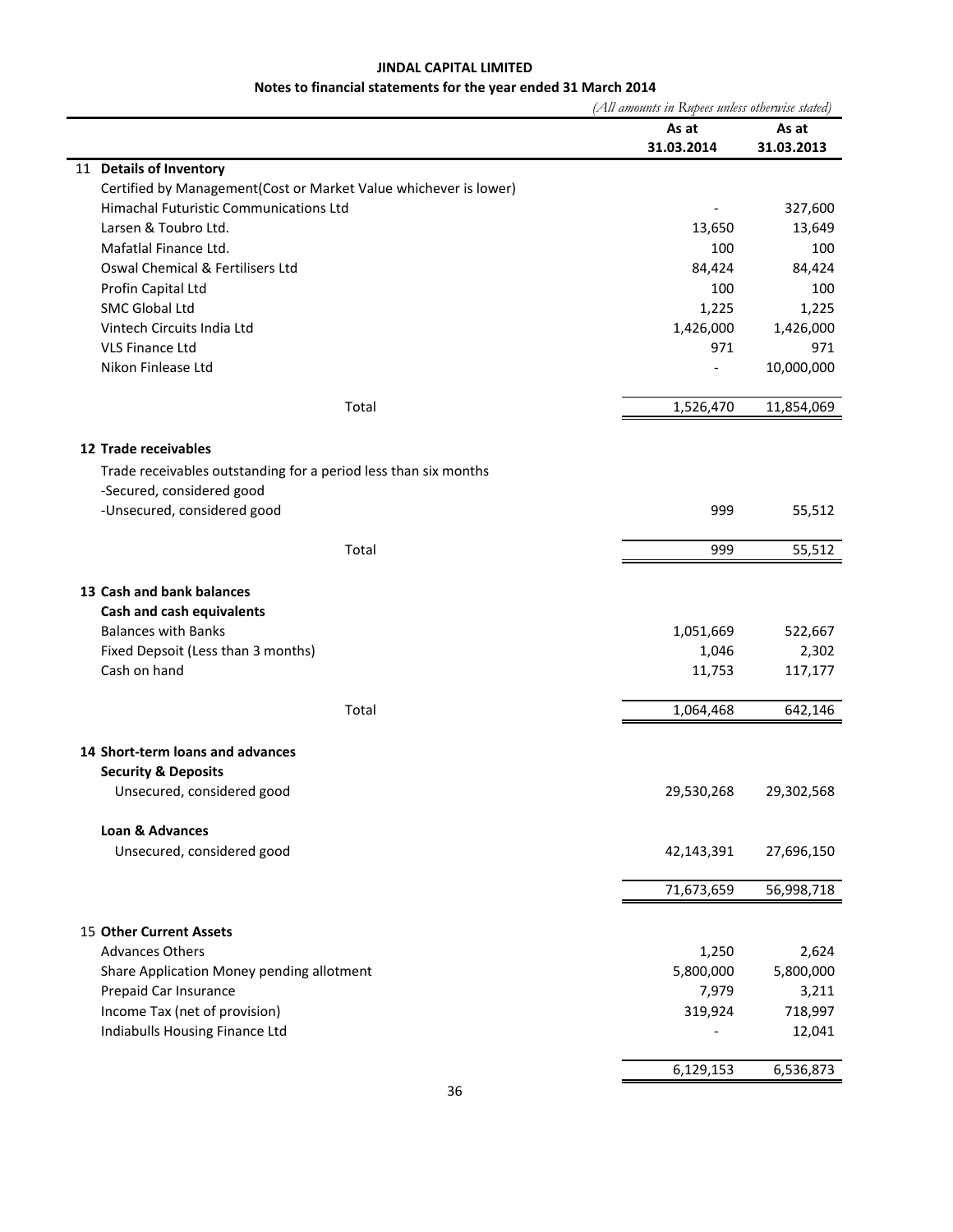**JINDAL CAPITAL LIMITED**

**Notes to financial statements for the year ended 31 March 2014**

*(All amounts in Rupees unless otherwise stated)*

| | As at 31.03.2014 | As at 31.03.2013 |
|---|---|---|
| **11 Details of Inventory** | | |
| Certified by Management(Cost or Market Value whichever is lower) | | |
| Himachal Futuristic Communications Ltd | - | 327,600 |
| Larsen & Toubro Ltd. | 13,650 | 13,649 |
| Mafatlal Finance Ltd. | 100 | 100 |
| Oswal Chemical & Fertilisers Ltd | 84,424 | 84,424 |
| Profin Capital Ltd | 100 | 100 |
| SMC Global Ltd | 1,225 | 1,225 |
| Vintech Circuits India Ltd | 1,426,000 | 1,426,000 |
| VLS Finance Ltd | 971 | 971 |
| Nikon Finlease Ltd | - | 10,000,000 |
| Total | 1,526,470 | 11,854,069 |
| **12 Trade receivables** | | |
| Trade receivables outstanding for a period less than six months | | |
| -Secured, considered good | | |
| -Unsecured, considered good | 999 | 55,512 |
| Total | 999 | 55,512 |
| **13 Cash and bank balances** | | |
| **Cash and cash equivalents** | | |
| Balances with Banks | 1,051,669 | 522,667 |
| Fixed Depsoit (Less than 3 months) | 1,046 | 2,302 |
| Cash on hand | 11,753 | 117,177 |
| Total | 1,064,468 | 642,146 |
| **14 Short-term loans and advances** | | |
| **Security & Deposits** | | |
| Unsecured, considered good | 29,530,268 | 29,302,568 |
| **Loan & Advances** | | |
| Unsecured, considered good | 42,143,391 | 27,696,150 |
| | 71,673,659 | 56,998,718 |
| **15 Other Current Assets** | | |
| Advances Others | 1,250 | 2,624 |
| Share Application Money pending allotment | 5,800,000 | 5,800,000 |
| Prepaid Car Insurance | 7,979 | 3,211 |
| Income Tax (net of provision) | 319,924 | 718,997 |
| Indiabulls Housing Finance Ltd | - | 12,041 |
| | 6,129,153 | 6,536,873 |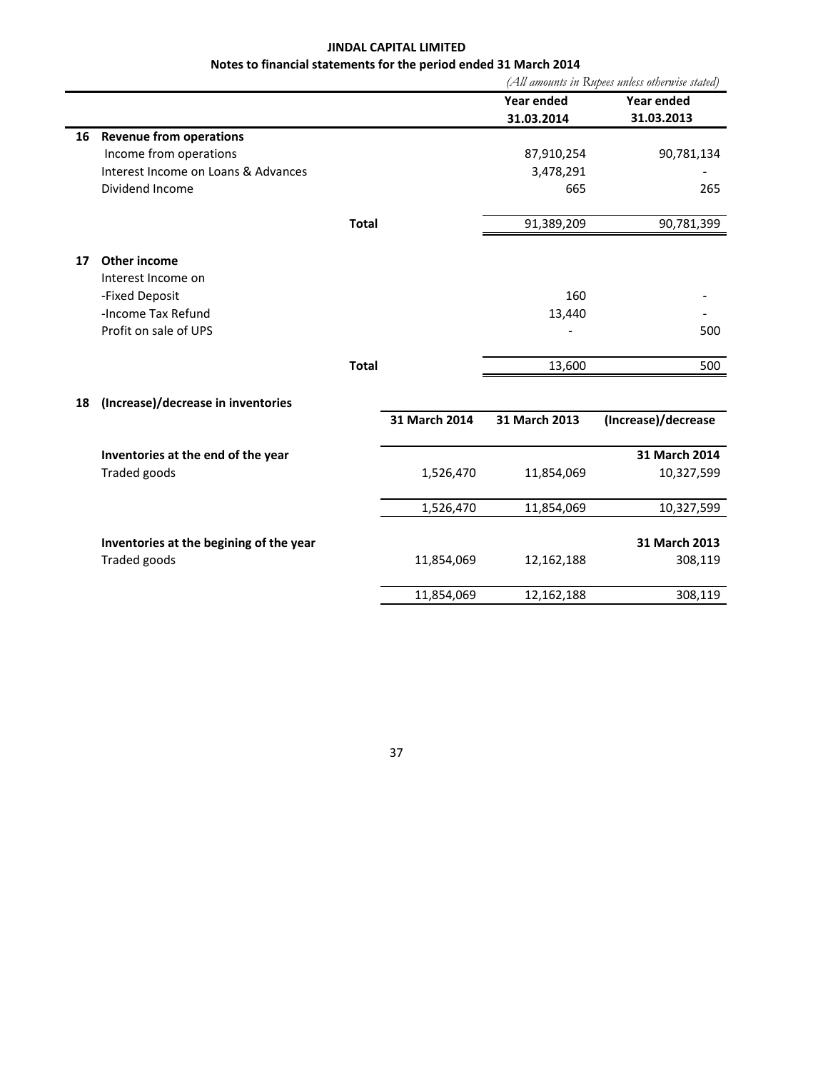**JINDAL CAPITAL LIMITED**

**Notes to financial statements for the period ended 31 March 2014**

*(All amounts in Rupees unless otherwise stated)*

| | | Year ended 31.03.2014 | Year ended 31.03.2013 |
|---|---|---|---|
| **16** | **Revenue from operations** | | |
| | Income from operations | 87,910,254 | 90,781,134 |
| | Interest Income on Loans & Advances | 3,478,291 | - |
| | Dividend Income | 665 | 265 |
| | **Total** | 91,389,209 | 90,781,399 |
| **17** | **Other income** | | |
| | Interest Income on | | |
| | -Fixed Deposit | 160 | - |
| | -Income Tax Refund | 13,440 | - |
| | Profit on sale of UPS | - | 500 |
| | **Total** | 13,600 | 500 |

**18 (Increase)/decrease in inventories**

| | 31 March 2014 | 31 March 2013 | (Increase)/decrease |
|---|---|---|---|
| **Inventories at the end of the year** | | | **31 March 2014** |
| Traded goods | 1,526,470 | 11,854,069 | 10,327,599 |
| | 1,526,470 | 11,854,069 | 10,327,599 |
| **Inventories at the begining of the year** | | | **31 March 2013** |
| Traded goods | 11,854,069 | 12,162,188 | 308,119 |
| | 11,854,069 | 12,162,188 | 308,119 |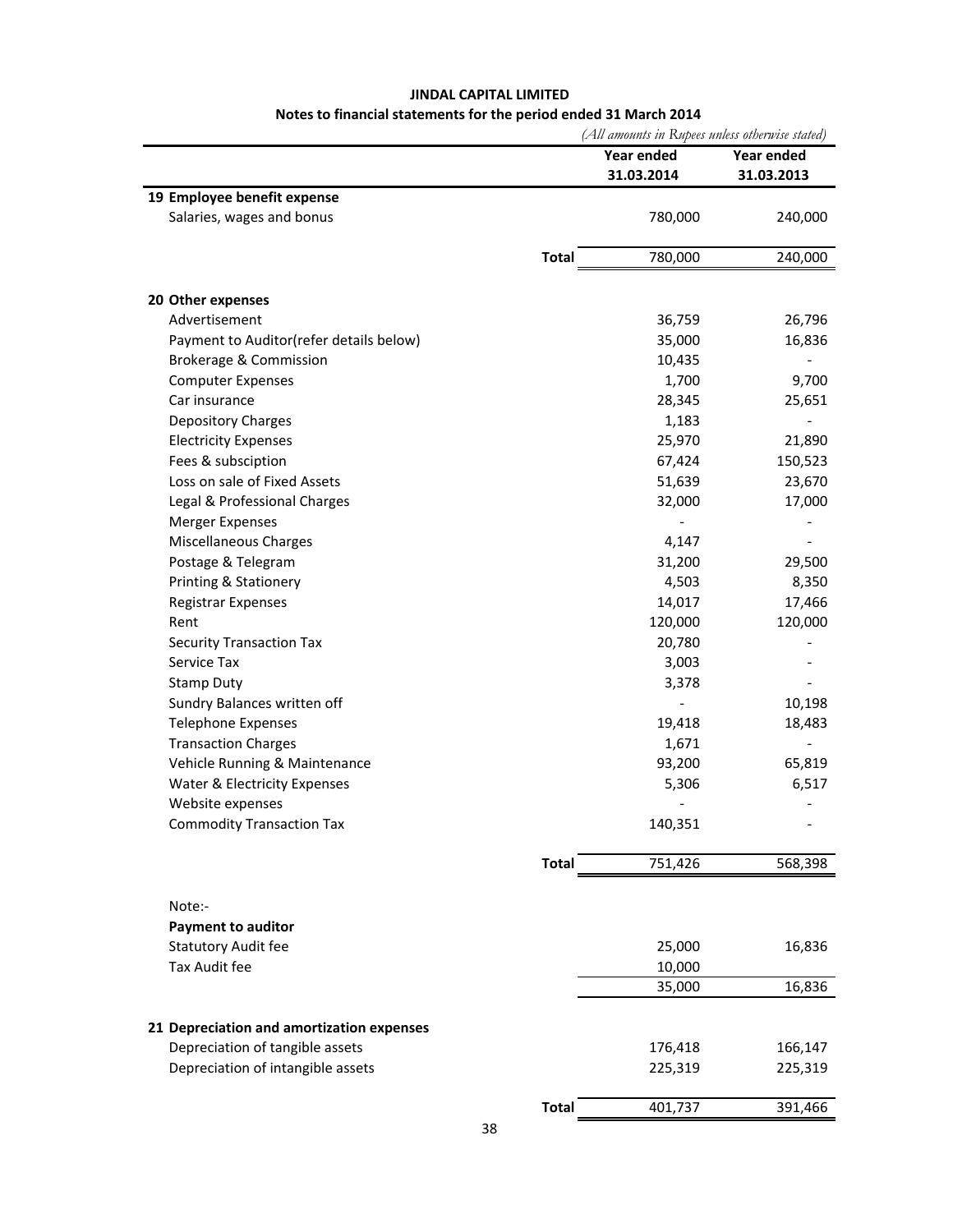**JINDAL CAPITAL LIMITED**

**Notes to financial statements for the period ended 31 March 2014**

*(All amounts in Rupees unless otherwise stated)*

| | | Year ended 31.03.2014 | Year ended 31.03.2013 |
|---|---|---|---|
| **19 Employee benefit expense** | | | |
| Salaries, wages and bonus | | 780,000 | 240,000 |
| | **Total** | 780,000 | 240,000 |
| | | | |
| **20 Other expenses** | | | |
| Advertisement | | 36,759 | 26,796 |
| Payment to Auditor(refer details below) | | 35,000 | 16,836 |
| Brokerage & Commission | | 10,435 | - |
| Computer Expenses | | 1,700 | 9,700 |
| Car insurance | | 28,345 | 25,651 |
| Depository Charges | | 1,183 | - |
| Electricity Expenses | | 25,970 | 21,890 |
| Fees & subsciption | | 67,424 | 150,523 |
| Loss on sale of Fixed Assets | | 51,639 | 23,670 |
| Legal & Professional Charges | | 32,000 | 17,000 |
| Merger Expenses | | - | - |
| Miscellaneous Charges | | 4,147 | - |
| Postage & Telegram | | 31,200 | 29,500 |
| Printing & Stationery | | 4,503 | 8,350 |
| Registrar Expenses | | 14,017 | 17,466 |
| Rent | | 120,000 | 120,000 |
| Security Transaction Tax | | 20,780 | - |
| Service Tax | | 3,003 | - |
| Stamp Duty | | 3,378 | - |
| Sundry Balances written off | | - | 10,198 |
| Telephone Expenses | | 19,418 | 18,483 |
| Transaction Charges | | 1,671 | - |
| Vehicle Running & Maintenance | | 93,200 | 65,819 |
| Water & Electricity Expenses | | 5,306 | 6,517 |
| Website expenses | | - | - |
| Commodity Transaction Tax | | 140,351 | - |
| | **Total** | 751,426 | 568,398 |
| | | | |
| Note:- | | | |
| **Payment to auditor** | | | |
| Statutory Audit fee | | 25,000 | 16,836 |
| Tax Audit fee | | 10,000 | |
| | | 35,000 | 16,836 |
| | | | |
| **21 Depreciation and amortization expenses** | | | |
| Depreciation of tangible assets | | 176,418 | 166,147 |
| Depreciation of intangible assets | | 225,319 | 225,319 |
| | **Total** | 401,737 | 391,466 |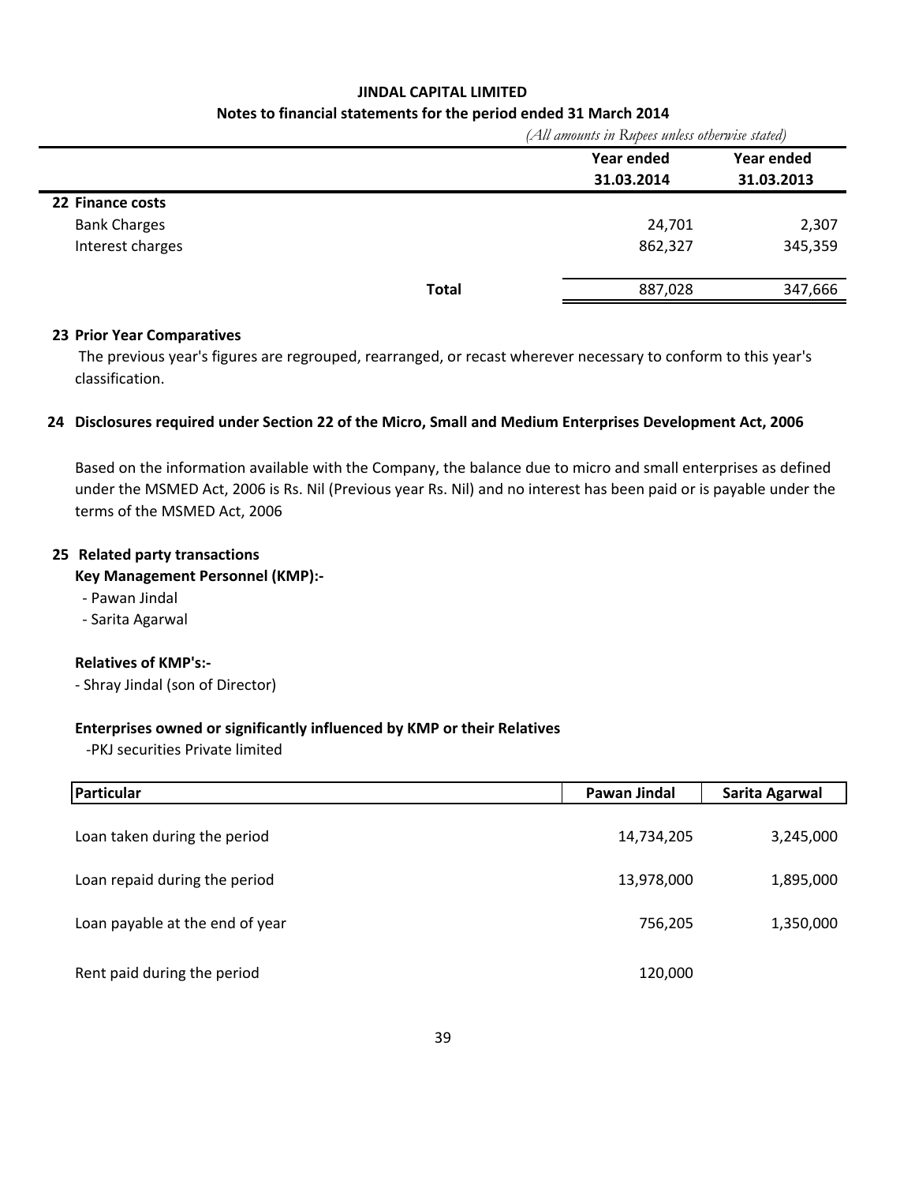**JINDAL CAPITAL LIMITED**

**Notes to financial statements for the period ended 31 March 2014**

*(All amounts in Rupees unless otherwise stated)*

| | Year ended 31.03.2014 | Year ended 31.03.2013 |
|---|---|---|
| **22 Finance costs** | | |
| Bank Charges | 24,701 | 2,307 |
| Interest charges | 862,327 | 345,359 |
| **Total** | 887,028 | 347,666 |

**23 Prior Year Comparatives**

The previous year's figures are regrouped, rearranged, or recast wherever necessary to conform to this year's classification.

**24 Disclosures required under Section 22 of the Micro, Small and Medium Enterprises Development Act, 2006**

Based on the information available with the Company, the balance due to micro and small enterprises as defined under the MSMED Act, 2006 is Rs. Nil (Previous year Rs. Nil) and no interest has been paid or is payable under the terms of the MSMED Act, 2006

**25 Related party transactions**

**Key Management Personnel (KMP):-**

- Pawan Jindal
- Sarita Agarwal

**Relatives of KMP's:-**

- Shray Jindal (son of Director)

**Enterprises owned or significantly influenced by KMP or their Relatives**

-PKJ securities Private limited

| Particular | Pawan Jindal | Sarita Agarwal |
|---|---|---|
| Loan taken during the period | 14,734,205 | 3,245,000 |
| Loan repaid during the period | 13,978,000 | 1,895,000 |
| Loan payable at the end of year | 756,205 | 1,350,000 |
| Rent paid during the period | 120,000 | |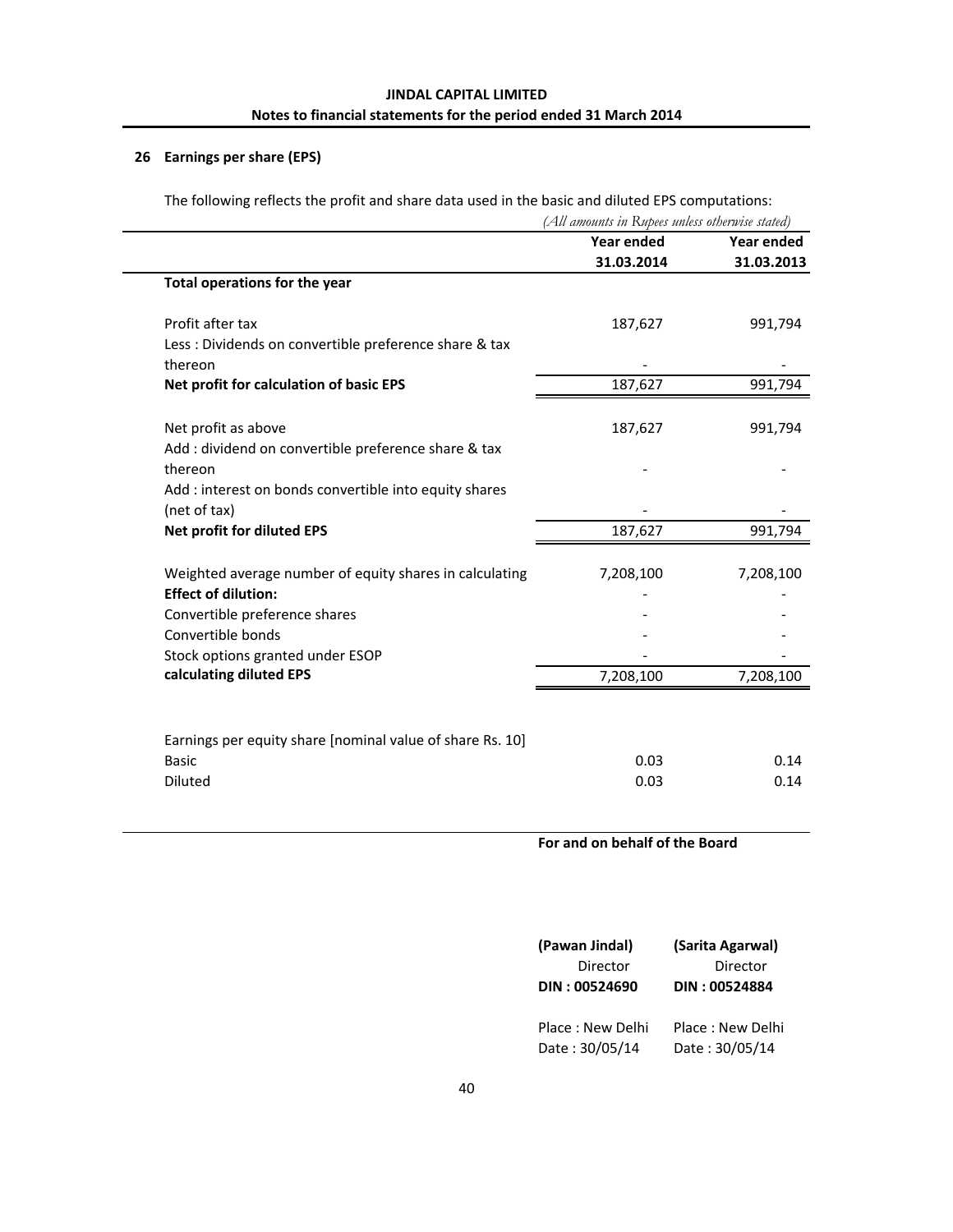**JINDAL CAPITAL LIMITED**

**Notes to financial statements for the period ended 31 March 2014**

## 26 Earnings per share (EPS)

The following reflects the profit and share data used in the basic and diluted EPS computations:

*(All amounts in Rupees unless otherwise stated)*

| | Year ended 31.03.2014 | Year ended 31.03.2013 |
|---|---|---|
| **Total operations for the year** | | |
| Profit after tax | 187,627 | 991,794 |
| Less : Dividends on convertible preference share & tax thereon | - | - |
| **Net profit for calculation of basic EPS** | 187,627 | 991,794 |
| Net profit as above | 187,627 | 991,794 |
| Add : dividend on convertible preference share & tax thereon | - | - |
| Add : interest on bonds convertible into equity shares (net of tax) | - | - |
| **Net profit for diluted EPS** | 187,627 | 991,794 |
| Weighted average number of equity shares in calculating | 7,208,100 | 7,208,100 |
| **Effect of dilution:** | - | - |
| Convertible preference shares | - | - |
| Convertible bonds | - | - |
| Stock options granted under ESOP | - | - |
| **calculating diluted EPS** | 7,208,100 | 7,208,100 |
| Earnings per equity share [nominal value of share Rs. 10] | | |
| Basic | 0.03 | 0.14 |
| Diluted | 0.03 | 0.14 |

**For and on behalf of the Board**

| | |
|---|---|
| **(Pawan Jindal)** | **(Sarita Agarwal)** |
| Director | Director |
| **DIN : 00524690** | **DIN : 00524884** |
| Place : New Delhi | Place : New Delhi |
| Date : 30/05/14 | Date : 30/05/14 |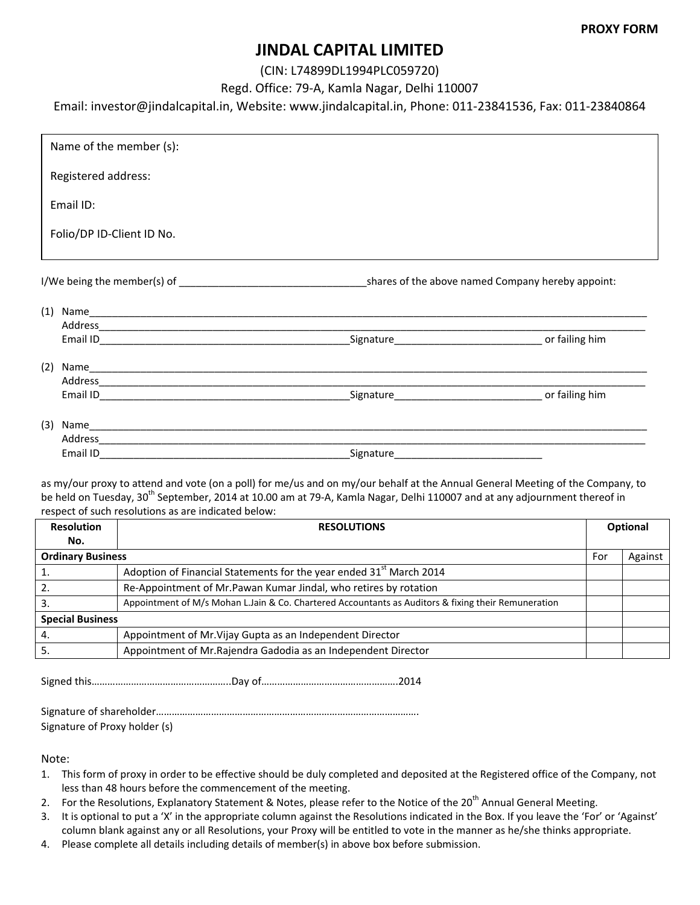**PROXY FORM**

# JINDAL CAPITAL LIMITED

(CIN: L74899DL1994PLC059720)

Regd. Office: 79-A, Kamla Nagar, Delhi 110007

Email: investor@jindalcapital.in, Website: www.jindalcapital.in, Phone: 011-23841536, Fax: 011-23840864

Name of the member (s):

Registered address:

Email ID:

Folio/DP ID-Client ID No.

I/We being the member(s) of ________________________________ shares of the above named Company hereby appoint:

(1) Name__________________________________________________________________________________________
Address________________________________________________________________________________________
Email ID____________________________________________Signature_________________________ or failing him

(2) Name__________________________________________________________________________________________
Address________________________________________________________________________________________
Email ID____________________________________________Signature_________________________ or failing him

(3) Name__________________________________________________________________________________________
Address________________________________________________________________________________________
Email ID____________________________________________Signature_________________________

as my/our proxy to attend and vote (on a poll) for me/us and on my/our behalf at the Annual General Meeting of the Company, to be held on Tuesday, 30th September, 2014 at 10.00 am at 79-A, Kamla Nagar, Delhi 110007 and at any adjournment thereof in respect of such resolutions as are indicated below:

| Resolution No. | RESOLUTIONS | Optional | |
|---|---|---|---|
| **Ordinary Business** | | For | Against |
| 1. | Adoption of Financial Statements for the year ended 31st March 2014 | | |
| 2. | Re-Appointment of Mr.Pawan Kumar Jindal, who retires by rotation | | |
| 3. | Appointment of M/s Mohan L.Jain & Co. Chartered Accountants as Auditors & fixing their Remuneration | | |
| **Special Business** | | | |
| 4. | Appointment of Mr.Vijay Gupta as an Independent Director | | |
| 5. | Appointment of Mr.Rajendra Gadodia as an Independent Director | | |

Signed this……………………………………………..Day of…………………………………………..2014

Signature of shareholder………………………………………………………………………………………

Signature of Proxy holder (s)

Note:

1. This form of proxy in order to be effective should be duly completed and deposited at the Registered office of the Company, not less than 48 hours before the commencement of the meeting.
2. For the Resolutions, Explanatory Statement & Notes, please refer to the Notice of the 20th Annual General Meeting.
3. It is optional to put a 'X' in the appropriate column against the Resolutions indicated in the Box. If you leave the 'For' or 'Against' column blank against any or all Resolutions, your Proxy will be entitled to vote in the manner as he/she thinks appropriate.
4. Please complete all details including details of member(s) in above box before submission.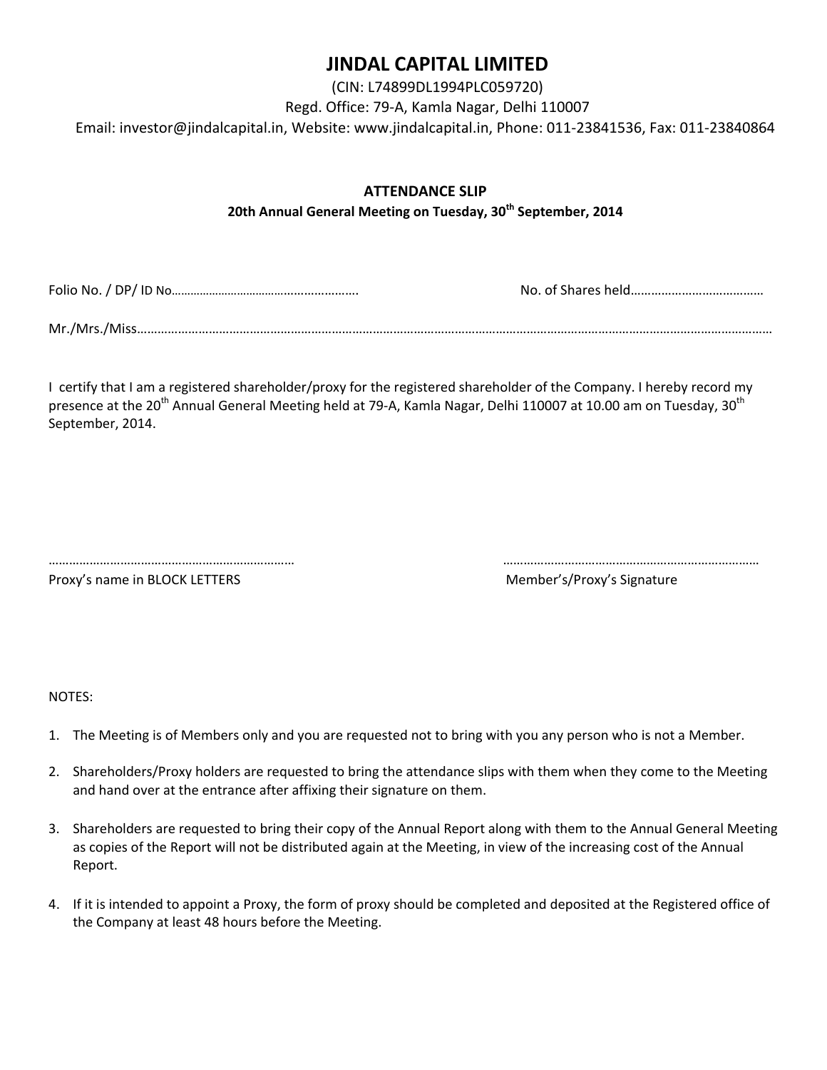# JINDAL CAPITAL LIMITED

(CIN: L74899DL1994PLC059720)

Regd. Office: 79-A, Kamla Nagar, Delhi 110007

Email: investor@jindalcapital.in, Website: www.jindalcapital.in, Phone: 011-23841536, Fax: 011-23840864

## ATTENDANCE SLIP

**20th Annual General Meeting on Tuesday, 30th September, 2014**

Folio No. / DP/ ID No………………………………………………….. No. of Shares held…………………………………

Mr./Mrs./Miss……………………………………………………………………………………………………………………………………………………………

I certify that I am a registered shareholder/proxy for the registered shareholder of the Company. I hereby record my presence at the 20th Annual General Meeting held at 79-A, Kamla Nagar, Delhi 110007 at 10.00 am on Tuesday, 30th September, 2014.

……………………………………………………………… ………………………………………………………………

Proxy's name in BLOCK LETTERS Member's/Proxy's Signature

NOTES:

1. The Meeting is of Members only and you are requested not to bring with you any person who is not a Member.
2. Shareholders/Proxy holders are requested to bring the attendance slips with them when they come to the Meeting and hand over at the entrance after affixing their signature on them.
3. Shareholders are requested to bring their copy of the Annual Report along with them to the Annual General Meeting as copies of the Report will not be distributed again at the Meeting, in view of the increasing cost of the Annual Report.
4. If it is intended to appoint a Proxy, the form of proxy should be completed and deposited at the Registered office of the Company at least 48 hours before the Meeting.